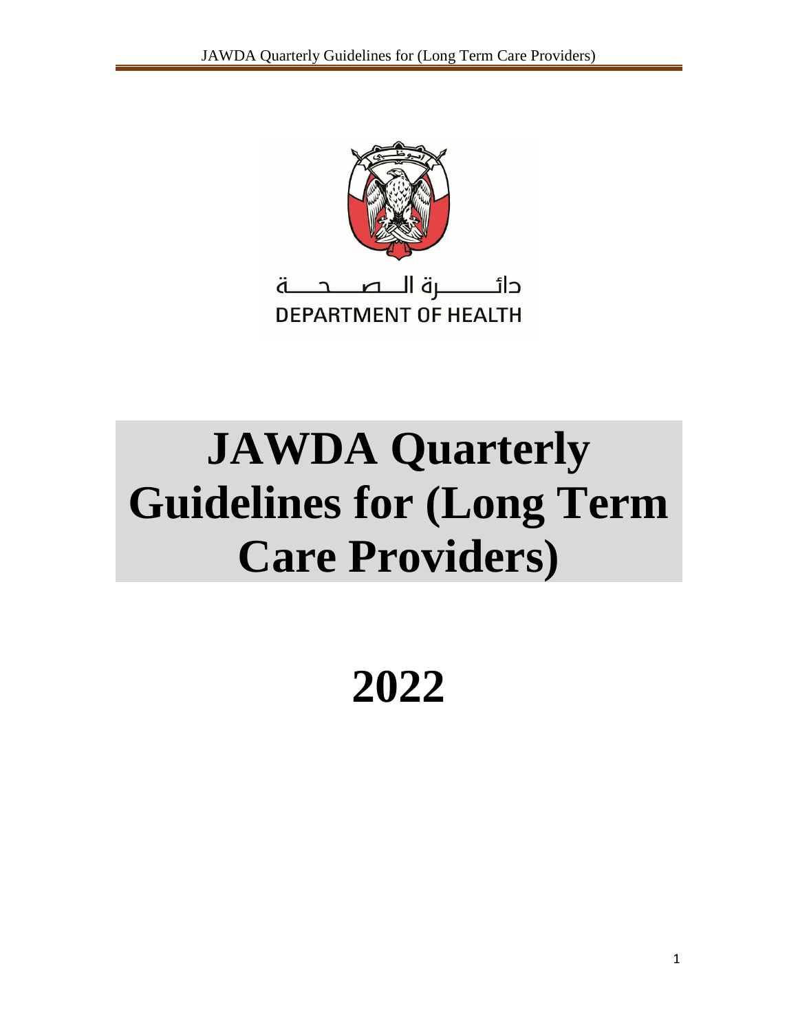دائـــــــرة الـــصـــحـــة
DEPARTMENT OF HEALTH

# JAWDA Quarterly Guidelines for (Long Term Care Providers)

# 2022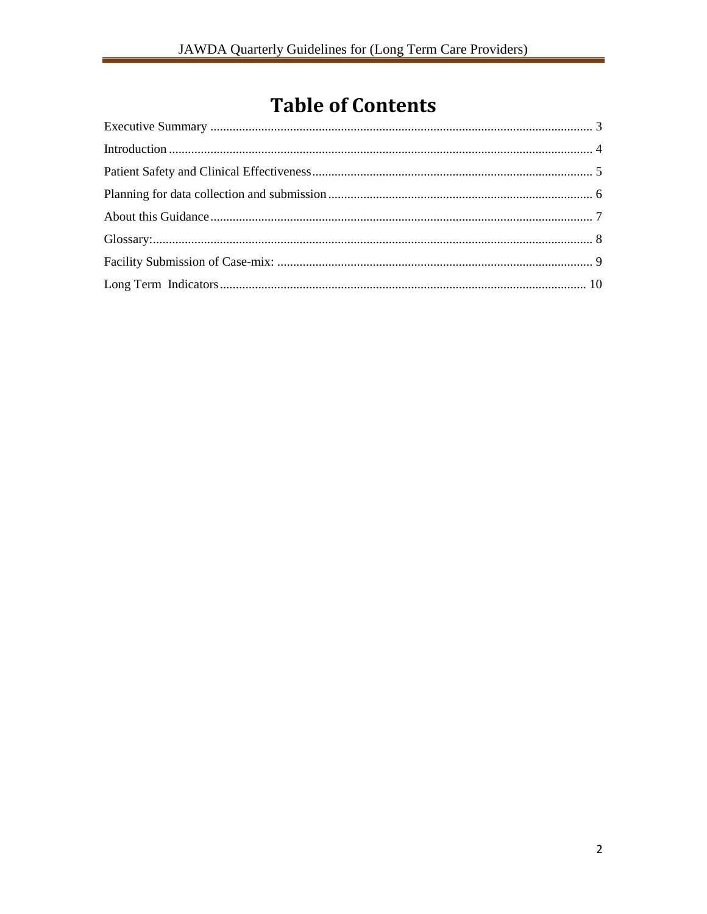# Table of Contents

Executive Summary ........................................................................................................................ 3

Introduction ..................................................................................................................................... 4

Patient Safety and Clinical Effectiveness ........................................................................................ 5

Planning for data collection and submission ................................................................................... 6

About this Guidance ........................................................................................................................ 7

Glossary: .......................................................................................................................................... 8

Facility Submission of Case-mix: ................................................................................................... 9

Long Term Indicators ................................................................................................................... 10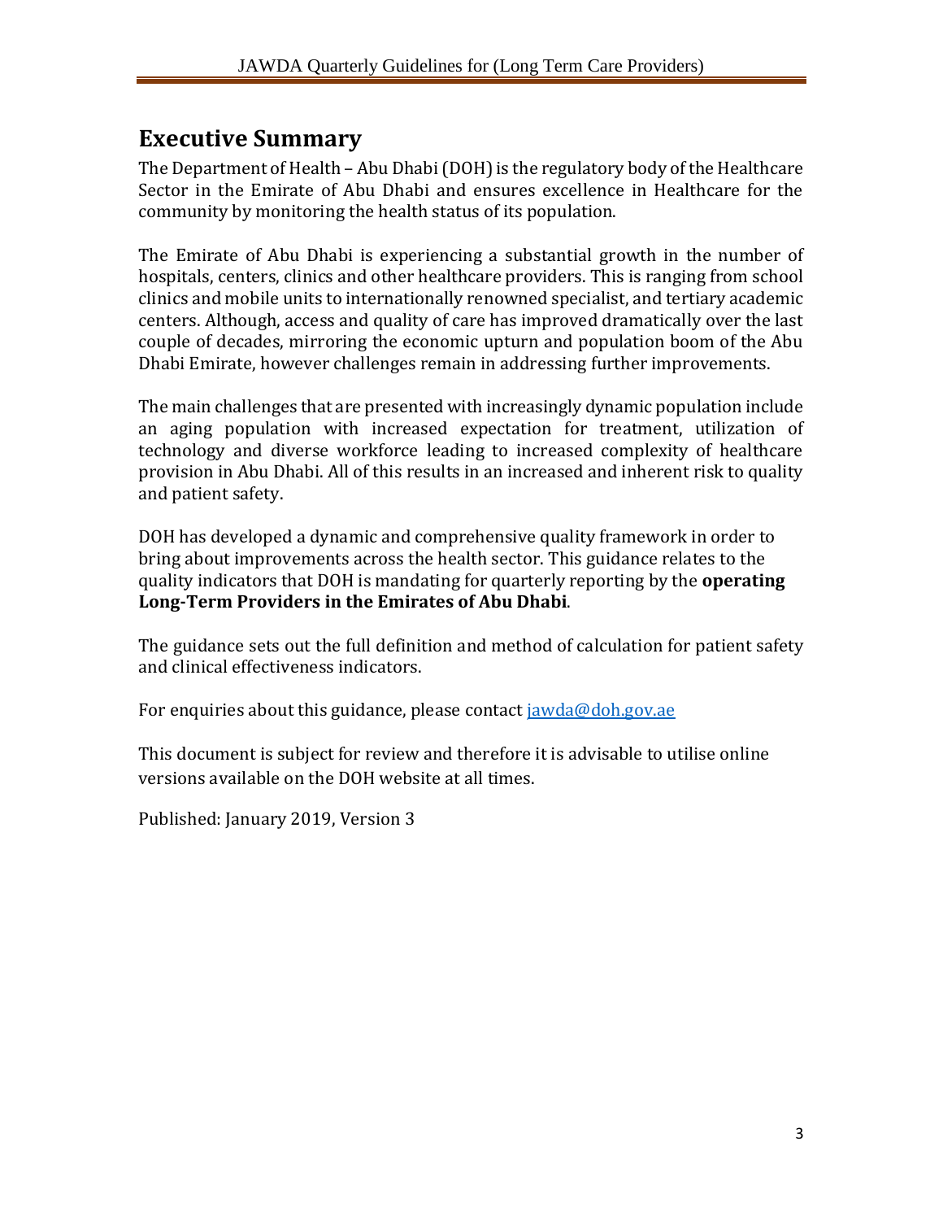# Executive Summary

The Department of Health – Abu Dhabi (DOH) is the regulatory body of the Healthcare Sector in the Emirate of Abu Dhabi and ensures excellence in Healthcare for the community by monitoring the health status of its population.

The Emirate of Abu Dhabi is experiencing a substantial growth in the number of hospitals, centers, clinics and other healthcare providers. This is ranging from school clinics and mobile units to internationally renowned specialist, and tertiary academic centers. Although, access and quality of care has improved dramatically over the last couple of decades, mirroring the economic upturn and population boom of the Abu Dhabi Emirate, however challenges remain in addressing further improvements.

The main challenges that are presented with increasingly dynamic population include an aging population with increased expectation for treatment, utilization of technology and diverse workforce leading to increased complexity of healthcare provision in Abu Dhabi. All of this results in an increased and inherent risk to quality and patient safety.

DOH has developed a dynamic and comprehensive quality framework in order to bring about improvements across the health sector. This guidance relates to the quality indicators that DOH is mandating for quarterly reporting by the **operating Long-Term Providers in the Emirates of Abu Dhabi**.

The guidance sets out the full definition and method of calculation for patient safety and clinical effectiveness indicators.

For enquiries about this guidance, please contact jawda@doh.gov.ae

This document is subject for review and therefore it is advisable to utilise online versions available on the DOH website at all times.

Published: January 2019, Version 3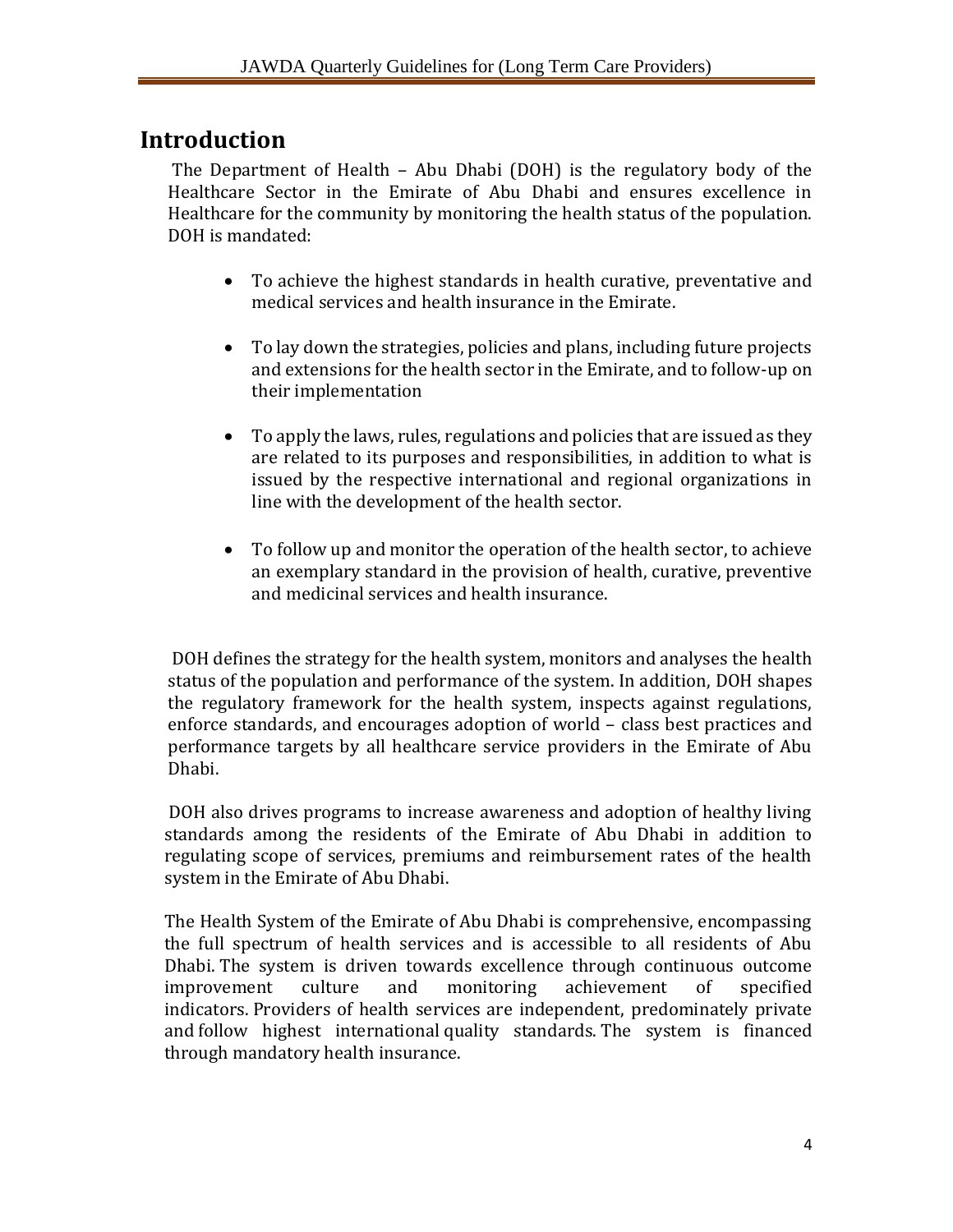# Introduction

The Department of Health – Abu Dhabi (DOH) is the regulatory body of the Healthcare Sector in the Emirate of Abu Dhabi and ensures excellence in Healthcare for the community by monitoring the health status of the population. DOH is mandated:

- To achieve the highest standards in health curative, preventative and medical services and health insurance in the Emirate.
- To lay down the strategies, policies and plans, including future projects and extensions for the health sector in the Emirate, and to follow-up on their implementation
- To apply the laws, rules, regulations and policies that are issued as they are related to its purposes and responsibilities, in addition to what is issued by the respective international and regional organizations in line with the development of the health sector.
- To follow up and monitor the operation of the health sector, to achieve an exemplary standard in the provision of health, curative, preventive and medicinal services and health insurance.

DOH defines the strategy for the health system, monitors and analyses the health status of the population and performance of the system. In addition, DOH shapes the regulatory framework for the health system, inspects against regulations, enforce standards, and encourages adoption of world – class best practices and performance targets by all healthcare service providers in the Emirate of Abu Dhabi.

DOH also drives programs to increase awareness and adoption of healthy living standards among the residents of the Emirate of Abu Dhabi in addition to regulating scope of services, premiums and reimbursement rates of the health system in the Emirate of Abu Dhabi.

The Health System of the Emirate of Abu Dhabi is comprehensive, encompassing the full spectrum of health services and is accessible to all residents of Abu Dhabi. The system is driven towards excellence through continuous outcome improvement culture and monitoring achievement of specified indicators. Providers of health services are independent, predominately private and follow highest international quality standards. The system is financed through mandatory health insurance.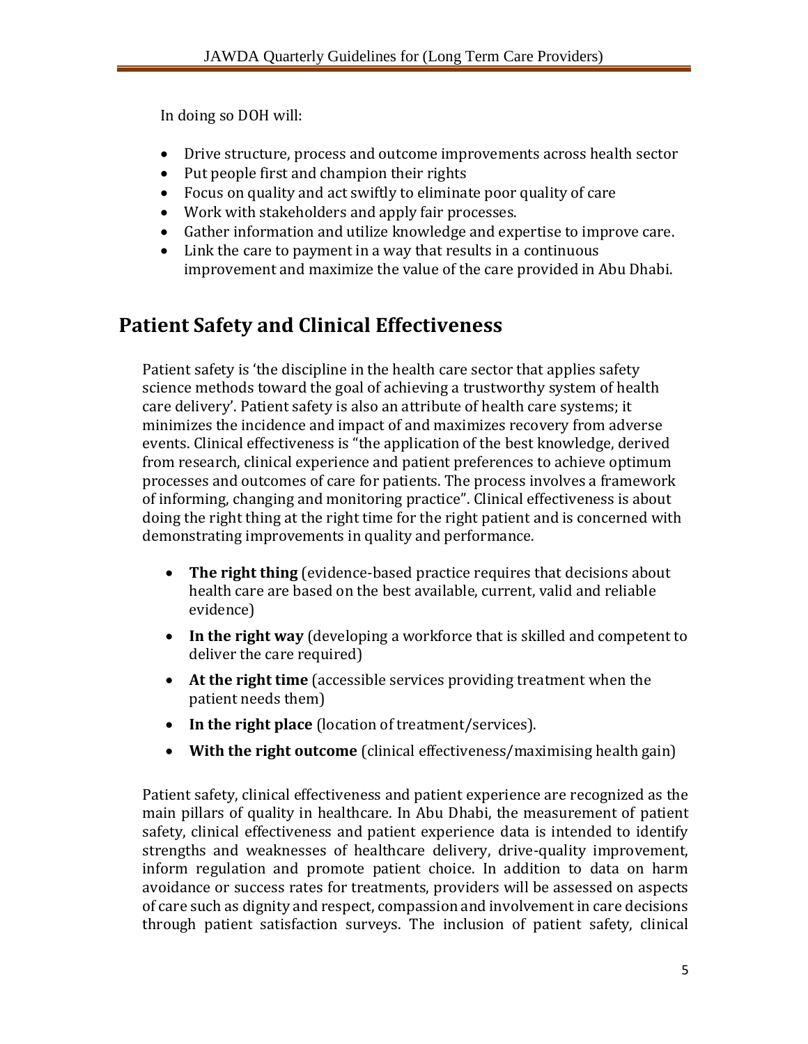In doing so DOH will:

- Drive structure, process and outcome improvements across health sector
- Put people first and champion their rights
- Focus on quality and act swiftly to eliminate poor quality of care
- Work with stakeholders and apply fair processes.
- Gather information and utilize knowledge and expertise to improve care.
- Link the care to payment in a way that results in a continuous improvement and maximize the value of the care provided in Abu Dhabi.

## Patient Safety and Clinical Effectiveness

Patient safety is 'the discipline in the health care sector that applies safety science methods toward the goal of achieving a trustworthy system of health care delivery'. Patient safety is also an attribute of health care systems; it minimizes the incidence and impact of and maximizes recovery from adverse events. Clinical effectiveness is "the application of the best knowledge, derived from research, clinical experience and patient preferences to achieve optimum processes and outcomes of care for patients. The process involves a framework of informing, changing and monitoring practice". Clinical effectiveness is about doing the right thing at the right time for the right patient and is concerned with demonstrating improvements in quality and performance.

- **The right thing** (evidence-based practice requires that decisions about health care are based on the best available, current, valid and reliable evidence)
- **In the right way** (developing a workforce that is skilled and competent to deliver the care required)
- **At the right time** (accessible services providing treatment when the patient needs them)
- **In the right place** (location of treatment/services).
- **With the right outcome** (clinical effectiveness/maximising health gain)

Patient safety, clinical effectiveness and patient experience are recognized as the main pillars of quality in healthcare. In Abu Dhabi, the measurement of patient safety, clinical effectiveness and patient experience data is intended to identify strengths and weaknesses of healthcare delivery, drive-quality improvement, inform regulation and promote patient choice. In addition to data on harm avoidance or success rates for treatments, providers will be assessed on aspects of care such as dignity and respect, compassion and involvement in care decisions through patient satisfaction surveys. The inclusion of patient safety, clinical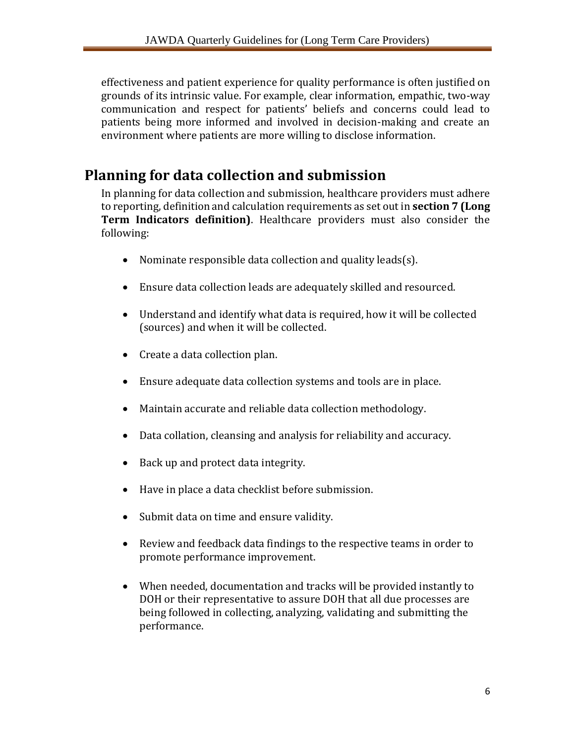effectiveness and patient experience for quality performance is often justified on grounds of its intrinsic value. For example, clear information, empathic, two-way communication and respect for patients' beliefs and concerns could lead to patients being more informed and involved in decision-making and create an environment where patients are more willing to disclose information.

# Planning for data collection and submission

In planning for data collection and submission, healthcare providers must adhere to reporting, definition and calculation requirements as set out in **section 7 (Long Term Indicators definition)**. Healthcare providers must also consider the following:

- Nominate responsible data collection and quality leads(s).
- Ensure data collection leads are adequately skilled and resourced.
- Understand and identify what data is required, how it will be collected (sources) and when it will be collected.
- Create a data collection plan.
- Ensure adequate data collection systems and tools are in place.
- Maintain accurate and reliable data collection methodology.
- Data collation, cleansing and analysis for reliability and accuracy.
- Back up and protect data integrity.
- Have in place a data checklist before submission.
- Submit data on time and ensure validity.
- Review and feedback data findings to the respective teams in order to promote performance improvement.
- When needed, documentation and tracks will be provided instantly to DOH or their representative to assure DOH that all due processes are being followed in collecting, analyzing, validating and submitting the performance.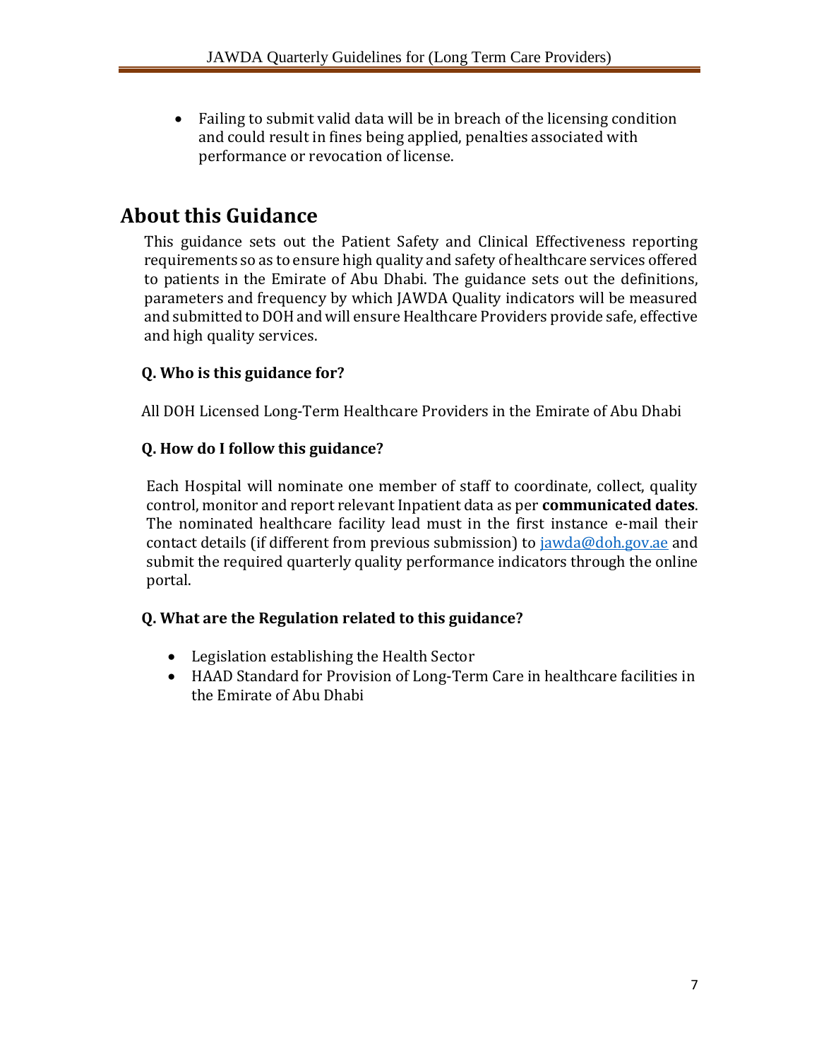- Failing to submit valid data will be in breach of the licensing condition and could result in fines being applied, penalties associated with performance or revocation of license.

# About this Guidance

This guidance sets out the Patient Safety and Clinical Effectiveness reporting requirements so as to ensure high quality and safety of healthcare services offered to patients in the Emirate of Abu Dhabi. The guidance sets out the definitions, parameters and frequency by which JAWDA Quality indicators will be measured and submitted to DOH and will ensure Healthcare Providers provide safe, effective and high quality services.

**Q. Who is this guidance for?**

All DOH Licensed Long-Term Healthcare Providers in the Emirate of Abu Dhabi

**Q. How do I follow this guidance?**

Each Hospital will nominate one member of staff to coordinate, collect, quality control, monitor and report relevant Inpatient data as per **communicated dates**. The nominated healthcare facility lead must in the first instance e-mail their contact details (if different from previous submission) to [jawda@doh.gov.ae](mailto:jawda@doh.gov.ae) and submit the required quarterly quality performance indicators through the online portal.

**Q. What are the Regulation related to this guidance?**

- Legislation establishing the Health Sector
- HAAD Standard for Provision of Long-Term Care in healthcare facilities in the Emirate of Abu Dhabi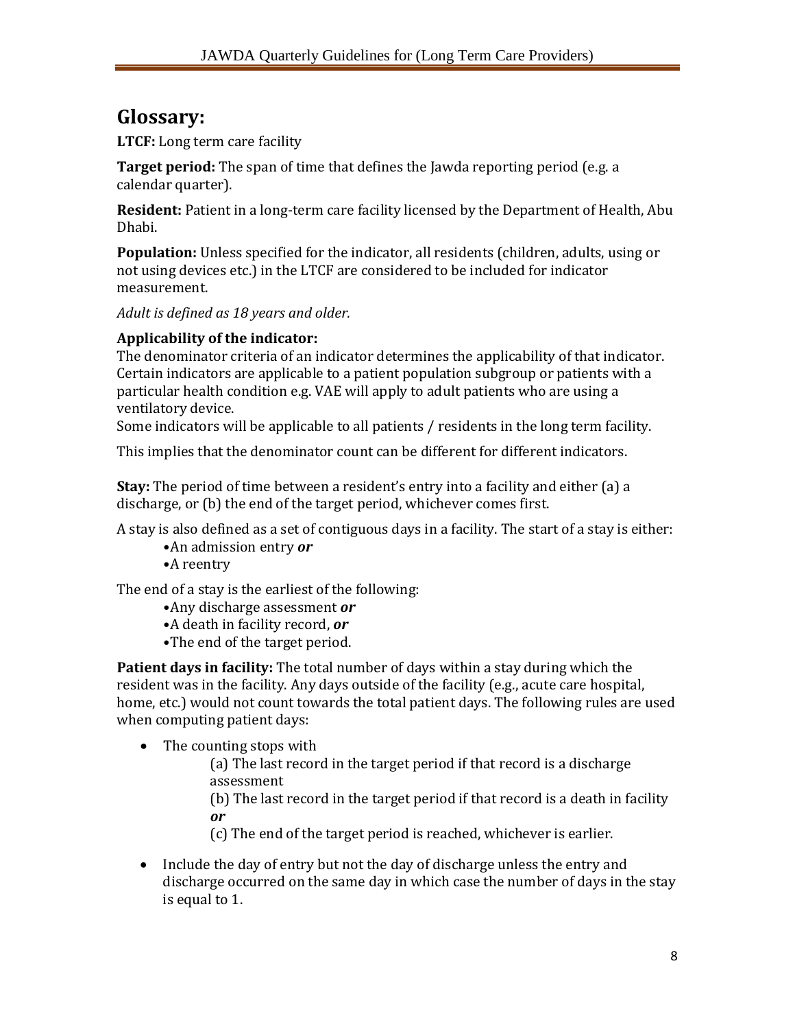# Glossary:

**LTCF:** Long term care facility

**Target period:** The span of time that defines the Jawda reporting period (e.g. a calendar quarter).

**Resident:** Patient in a long-term care facility licensed by the Department of Health, Abu Dhabi.

**Population:** Unless specified for the indicator, all residents (children, adults, using or not using devices etc.) in the LTCF are considered to be included for indicator measurement.

*Adult is defined as 18 years and older.*

**Applicability of the indicator:**
The denominator criteria of an indicator determines the applicability of that indicator. Certain indicators are applicable to a patient population subgroup or patients with a particular health condition e.g. VAE will apply to adult patients who are using a ventilatory device.
Some indicators will be applicable to all patients / residents in the long term facility.

This implies that the denominator count can be different for different indicators.

**Stay:** The period of time between a resident's entry into a facility and either (a) a discharge, or (b) the end of the target period, whichever comes first.

A stay is also defined as a set of contiguous days in a facility. The start of a stay is either:

- An admission entry ***or***
- A reentry

The end of a stay is the earliest of the following:

- Any discharge assessment ***or***
- A death in facility record, ***or***
- The end of the target period.

**Patient days in facility:** The total number of days within a stay during which the resident was in the facility. Any days outside of the facility (e.g., acute care hospital, home, etc.) would not count towards the total patient days. The following rules are used when computing patient days:

- The counting stops with
  - (a) The last record in the target period if that record is a discharge assessment
  - (b) The last record in the target period if that record is a death in facility ***or***
  - (c) The end of the target period is reached, whichever is earlier.
- Include the day of entry but not the day of discharge unless the entry and discharge occurred on the same day in which case the number of days in the stay is equal to 1.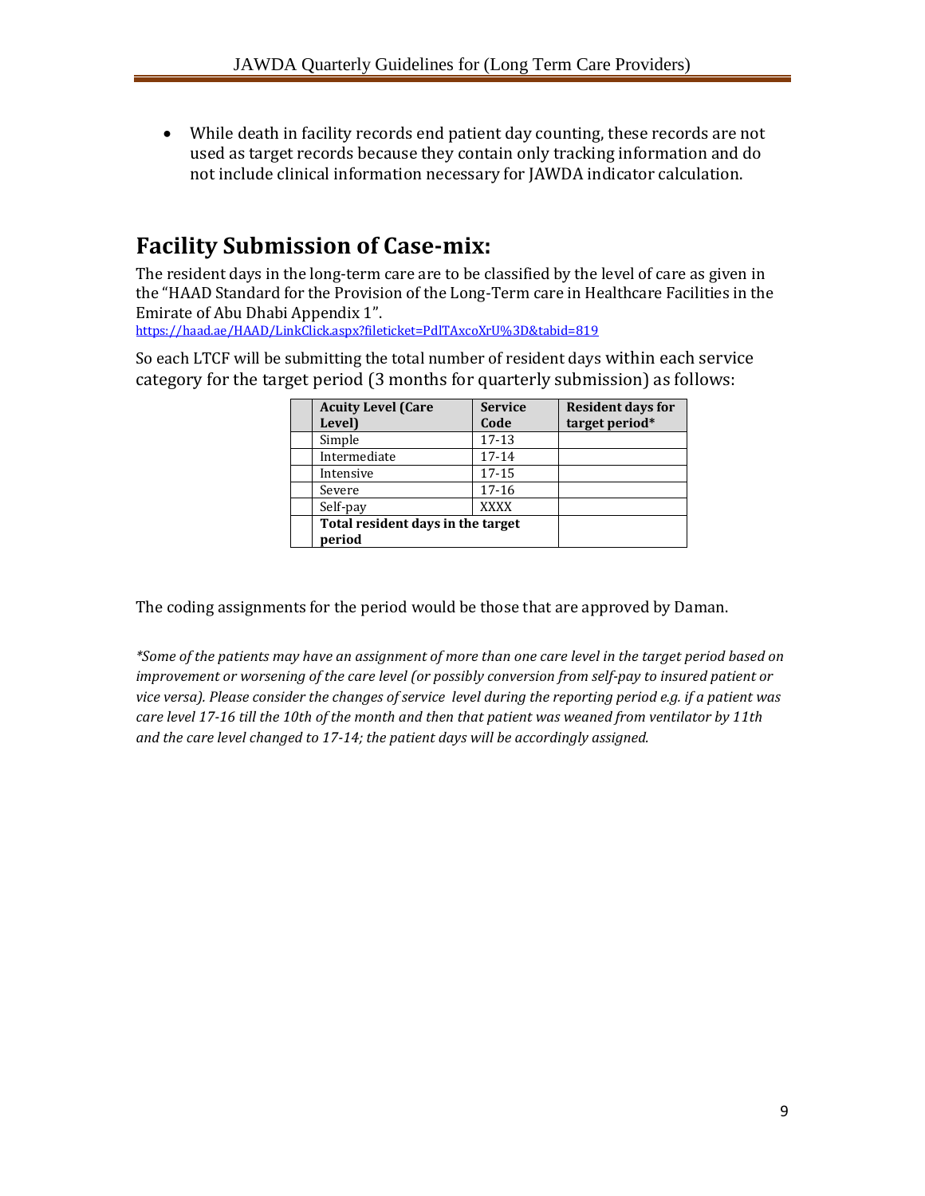- While death in facility records end patient day counting, these records are not used as target records because they contain only tracking information and do not include clinical information necessary for JAWDA indicator calculation.

## Facility Submission of Case-mix:

The resident days in the long-term care are to be classified by the level of care as given in the "HAAD Standard for the Provision of the Long-Term care in Healthcare Facilities in the Emirate of Abu Dhabi Appendix 1".
https://haad.ae/HAAD/LinkClick.aspx?fileticket=PdlTAxcoXrU%3D&tabid=819

So each LTCF will be submitting the total number of resident days within each service category for the target period (3 months for quarterly submission) as follows:

| | **Acuity Level (Care Level)** | **Service Code** | **Resident days for target period*** |
|---|---|---|---|
| | Simple | 17-13 | |
| | Intermediate | 17-14 | |
| | Intensive | 17-15 | |
| | Severe | 17-16 | |
| | Self-pay | XXXX | |
| | **Total resident days in the target period** | | |

The coding assignments for the period would be those that are approved by Daman.

*\*Some of the patients may have an assignment of more than one care level in the target period based on improvement or worsening of the care level (or possibly conversion from self-pay to insured patient or vice versa). Please consider the changes of service level during the reporting period e.g. if a patient was care level 17-16 till the 10th of the month and then that patient was weaned from ventilator by 11th and the care level changed to 17-14; the patient days will be accordingly assigned.*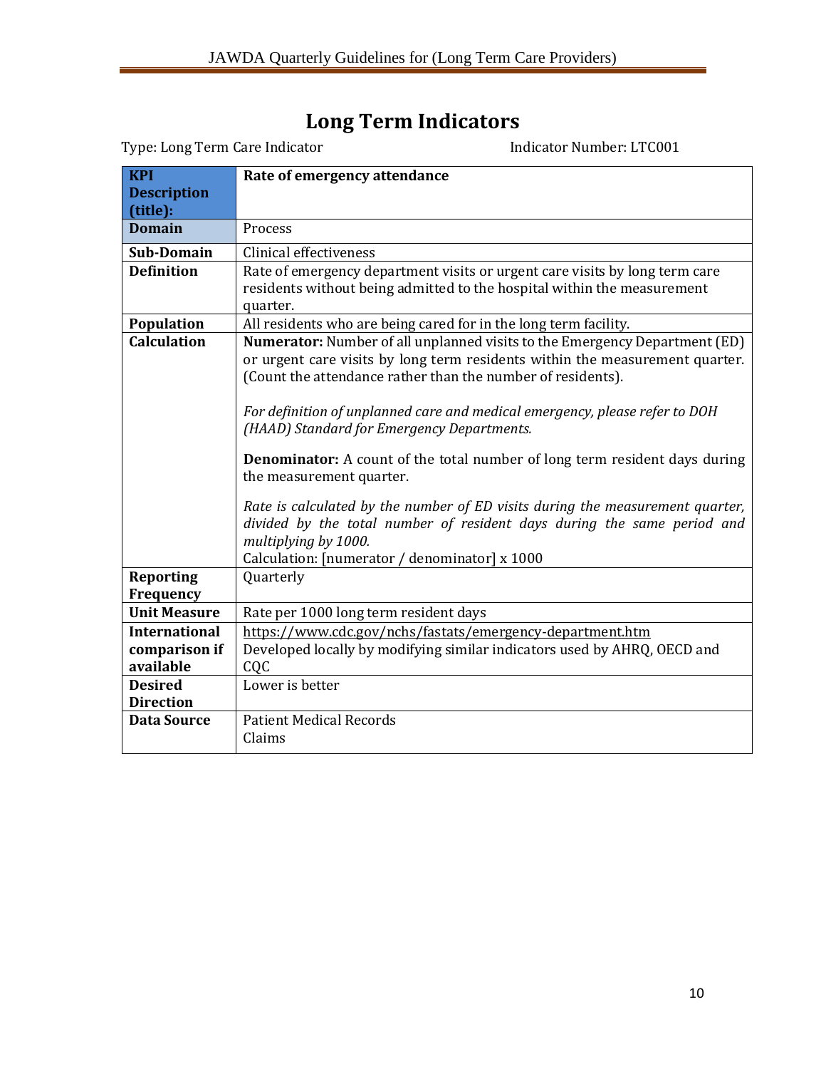# Long Term Indicators

Type: Long Term Care Indicator Indicator Number: LTC001

| KPI Description (title): | **Rate of emergency attendance** |
|---|---|
| **Domain** | Process |
| **Sub-Domain** | Clinical effectiveness |
| **Definition** | Rate of emergency department visits or urgent care visits by long term care residents without being admitted to the hospital within the measurement quarter. |
| **Population** | All residents who are being cared for in the long term facility. |
| **Calculation** | **Numerator:** Number of all unplanned visits to the Emergency Department (ED) or urgent care visits by long term residents within the measurement quarter. (Count the attendance rather than the number of residents).<br><br>*For definition of unplanned care and medical emergency, please refer to DOH (HAAD) Standard for Emergency Departments.*<br><br>**Denominator:** A count of the total number of long term resident days during the measurement quarter.<br><br>*Rate is calculated by the number of ED visits during the measurement quarter, divided by the total number of resident days during the same period and multiplying by 1000.*<br>Calculation: [numerator / denominator] x 1000 |
| **Reporting Frequency** | Quarterly |
| **Unit Measure** | Rate per 1000 long term resident days |
| **International comparison if available** | https://www.cdc.gov/nchs/fastats/emergency-department.htm<br>Developed locally by modifying similar indicators used by AHRQ, OECD and CQC |
| **Desired Direction** | Lower is better |
| **Data Source** | Patient Medical Records<br>Claims |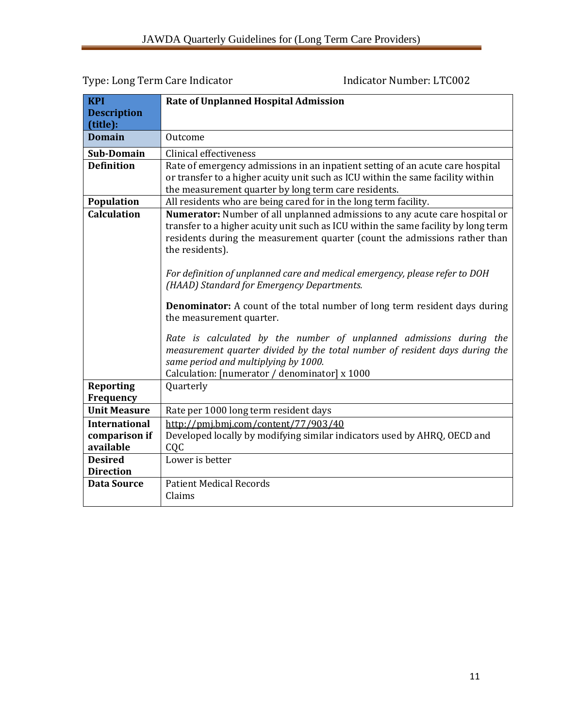Type: Long Term Care Indicator                                        Indicator Number: LTC002

| **KPI Description (title):** | **Rate of Unplanned Hospital Admission** |
|---|---|
| **Domain** | Outcome |
| **Sub-Domain** | Clinical effectiveness |
| **Definition** | Rate of emergency admissions in an inpatient setting of an acute care hospital or transfer to a higher acuity unit such as ICU within the same facility within the measurement quarter by long term care residents. |
| **Population** | All residents who are being cared for in the long term facility. |
| **Calculation** | **Numerator:** Number of all unplanned admissions to any acute care hospital or transfer to a higher acuity unit such as ICU within the same facility by long term residents during the measurement quarter (count the admissions rather than the residents).<br><br>*For definition of unplanned care and medical emergency, please refer to DOH (HAAD) Standard for Emergency Departments.*<br><br>**Denominator:** A count of the total number of long term resident days during the measurement quarter.<br><br>*Rate is calculated by the number of unplanned admissions during the measurement quarter divided by the total number of resident days during the same period and multiplying by 1000.*<br>Calculation: [numerator / denominator] x 1000 |
| **Reporting Frequency** | Quarterly |
| **Unit Measure** | Rate per 1000 long term resident days |
| **International comparison if available** | http://pmj.bmj.com/content/77/903/40<br>Developed locally by modifying similar indicators used by AHRQ, OECD and CQC |
| **Desired Direction** | Lower is better |
| **Data Source** | Patient Medical Records<br>Claims |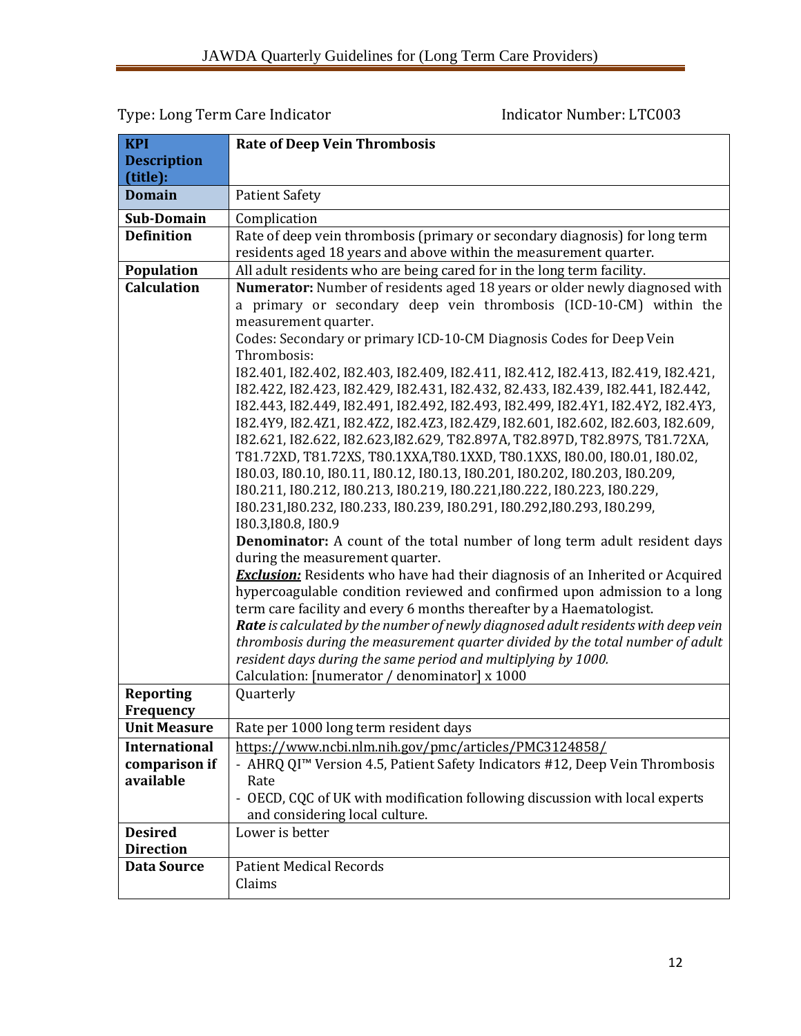Type: Long Term Care Indicator Indicator Number: LTC003

| **KPI Description (title):** | **Rate of Deep Vein Thrombosis** |
|---|---|
| **Domain** | Patient Safety |
| **Sub-Domain** | Complication |
| **Definition** | Rate of deep vein thrombosis (primary or secondary diagnosis) for long term residents aged 18 years and above within the measurement quarter. |
| **Population** | All adult residents who are being cared for in the long term facility. |
| **Calculation** | **Numerator:** Number of residents aged 18 years or older newly diagnosed with a primary or secondary deep vein thrombosis (ICD-10-CM) within the measurement quarter.<br>Codes: Secondary or primary ICD-10-CM Diagnosis Codes for Deep Vein Thrombosis:<br>I82.401, I82.402, I82.403, I82.409, I82.411, I82.412, I82.413, I82.419, I82.421, I82.422, I82.423, I82.429, I82.431, I82.432, 82.433, I82.439, I82.441, I82.442, I82.443, I82.449, I82.491, I82.492, I82.493, I82.499, I82.4Y1, I82.4Y2, I82.4Y3, I82.4Y9, I82.4Z1, I82.4Z2, I82.4Z3, I82.4Z9, I82.601, I82.602, I82.603, I82.609, I82.621, I82.622, I82.623,I82.629, T82.897A, T82.897D, T82.897S, T81.72XA, T81.72XD, T81.72XS, T80.1XXA,T80.1XXD, T80.1XXS, I80.00, I80.01, I80.02, I80.03, I80.10, I80.11, I80.12, I80.13, I80.201, I80.202, I80.203, I80.209, I80.211, I80.212, I80.213, I80.219, I80.221,I80.222, I80.223, I80.229, I80.231,I80.232, I80.233, I80.239, I80.291, I80.292,I80.293, I80.299, I80.3,I80.8, I80.9<br>**Denominator:** A count of the total number of long term adult resident days during the measurement quarter.<br>***Exclusion:*** Residents who have had their diagnosis of an Inherited or Acquired hypercoagulable condition reviewed and confirmed upon admission to a long term care facility and every 6 months thereafter by a Haematologist.<br>***Rate*** *is calculated by the number of newly diagnosed adult residents with deep vein thrombosis during the measurement quarter divided by the total number of adult resident days during the same period and multiplying by 1000.*<br>Calculation: [numerator / denominator] x 1000 |
| **Reporting Frequency** | Quarterly |
| **Unit Measure** | Rate per 1000 long term resident days |
| **International comparison if available** | https://www.ncbi.nlm.nih.gov/pmc/articles/PMC3124858/<br>- AHRQ QI™ Version 4.5, Patient Safety Indicators #12, Deep Vein Thrombosis Rate<br>- OECD, CQC of UK with modification following discussion with local experts and considering local culture. |
| **Desired Direction** | Lower is better |
| **Data Source** | Patient Medical Records<br>Claims |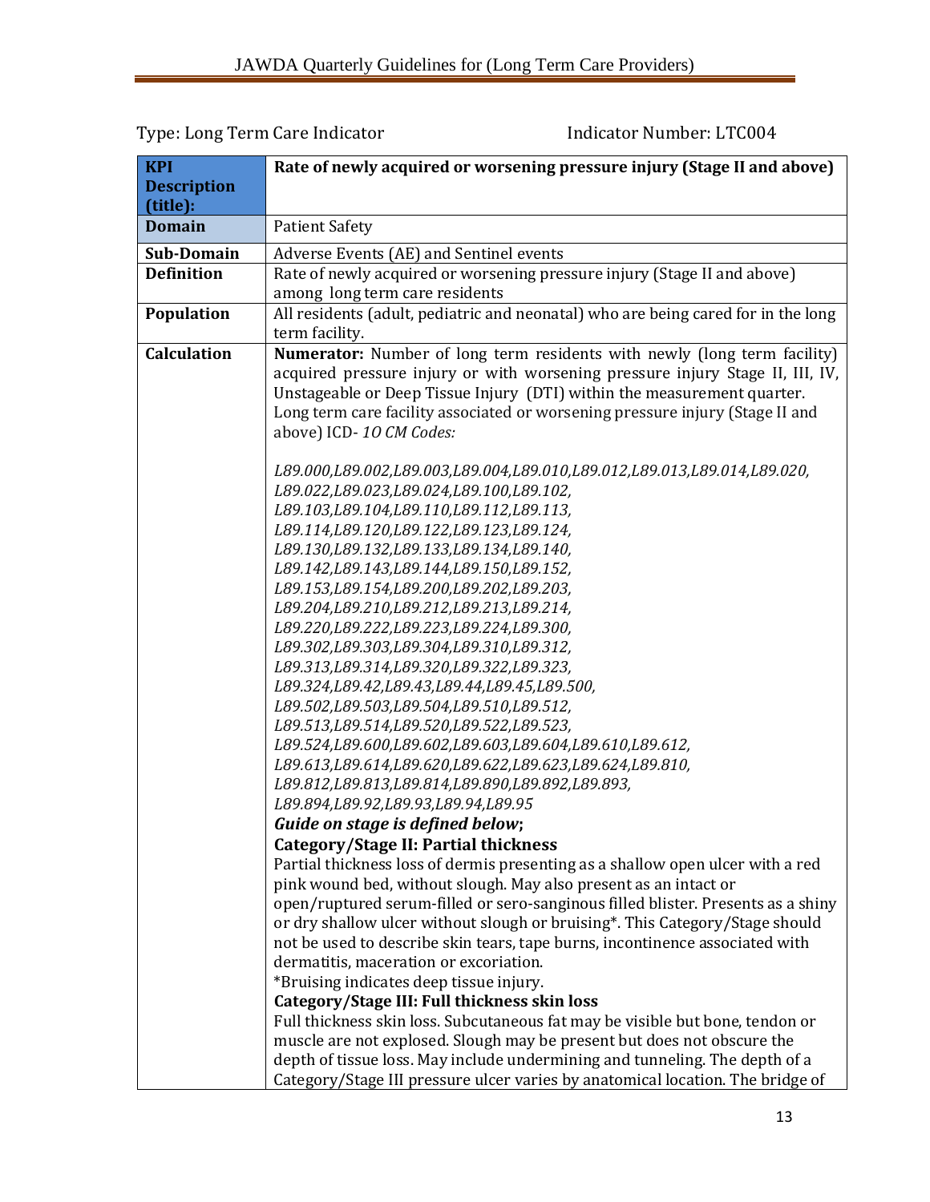Type: Long Term Care Indicator Indicator Number: LTC004

| **KPI Description (title):** | **Rate of newly acquired or worsening pressure injury (Stage II and above)** |
|---|---|
| **Domain** | Patient Safety |
| **Sub-Domain** | Adverse Events (AE) and Sentinel events |
| **Definition** | Rate of newly acquired or worsening pressure injury (Stage II and above) among long term care residents |
| **Population** | All residents (adult, pediatric and neonatal) who are being cared for in the long term facility. |
| **Calculation** | **Numerator:** Number of long term residents with newly (long term facility) acquired pressure injury or with worsening pressure injury Stage II, III, IV, Unstageable or Deep Tissue Injury (DTI) within the measurement quarter. Long term care facility associated or worsening pressure injury (Stage II and above) ICD- *1O CM Codes:*<br><br>*L89.000,L89.002,L89.003,L89.004,L89.010,L89.012,L89.013,L89.014,L89.020, L89.022,L89.023,L89.024,L89.100,L89.102, L89.103,L89.104,L89.110,L89.112,L89.113, L89.114,L89.120,L89.122,L89.123,L89.124, L89.130,L89.132,L89.133,L89.134,L89.140, L89.142,L89.143,L89.144,L89.150,L89.152, L89.153,L89.154,L89.200,L89.202,L89.203, L89.204,L89.210,L89.212,L89.213,L89.214, L89.220,L89.222,L89.223,L89.224,L89.300, L89.302,L89.303,L89.304,L89.310,L89.312, L89.313,L89.314,L89.320,L89.322,L89.323, L89.324,L89.42,L89.43,L89.44,L89.45,L89.500, L89.502,L89.503,L89.504,L89.510,L89.512, L89.513,L89.514,L89.520,L89.522,L89.523, L89.524,L89.600,L89.602,L89.603,L89.604,L89.610,L89.612, L89.613,L89.614,L89.620,L89.622,L89.623,L89.624,L89.810, L89.812,L89.813,L89.814,L89.890,L89.892,L89.893, L89.894,L89.92,L89.93,L89.94,L89.95*<br>***Guide on stage is defined below*;**<br>**Category/Stage II: Partial thickness**<br>Partial thickness loss of dermis presenting as a shallow open ulcer with a red pink wound bed, without slough. May also present as an intact or open/ruptured serum-filled or sero-sanginous filled blister. Presents as a shiny or dry shallow ulcer without slough or bruising*. This Category/Stage should not be used to describe skin tears, tape burns, incontinence associated with dermatitis, maceration or excoriation.<br>*Bruising indicates deep tissue injury.<br>**Category/Stage III: Full thickness skin loss**<br>Full thickness skin loss. Subcutaneous fat may be visible but bone, tendon or muscle are not explosed. Slough may be present but does not obscure the depth of tissue loss. May include undermining and tunneling. The depth of a Category/Stage III pressure ulcer varies by anatomical location. The bridge of |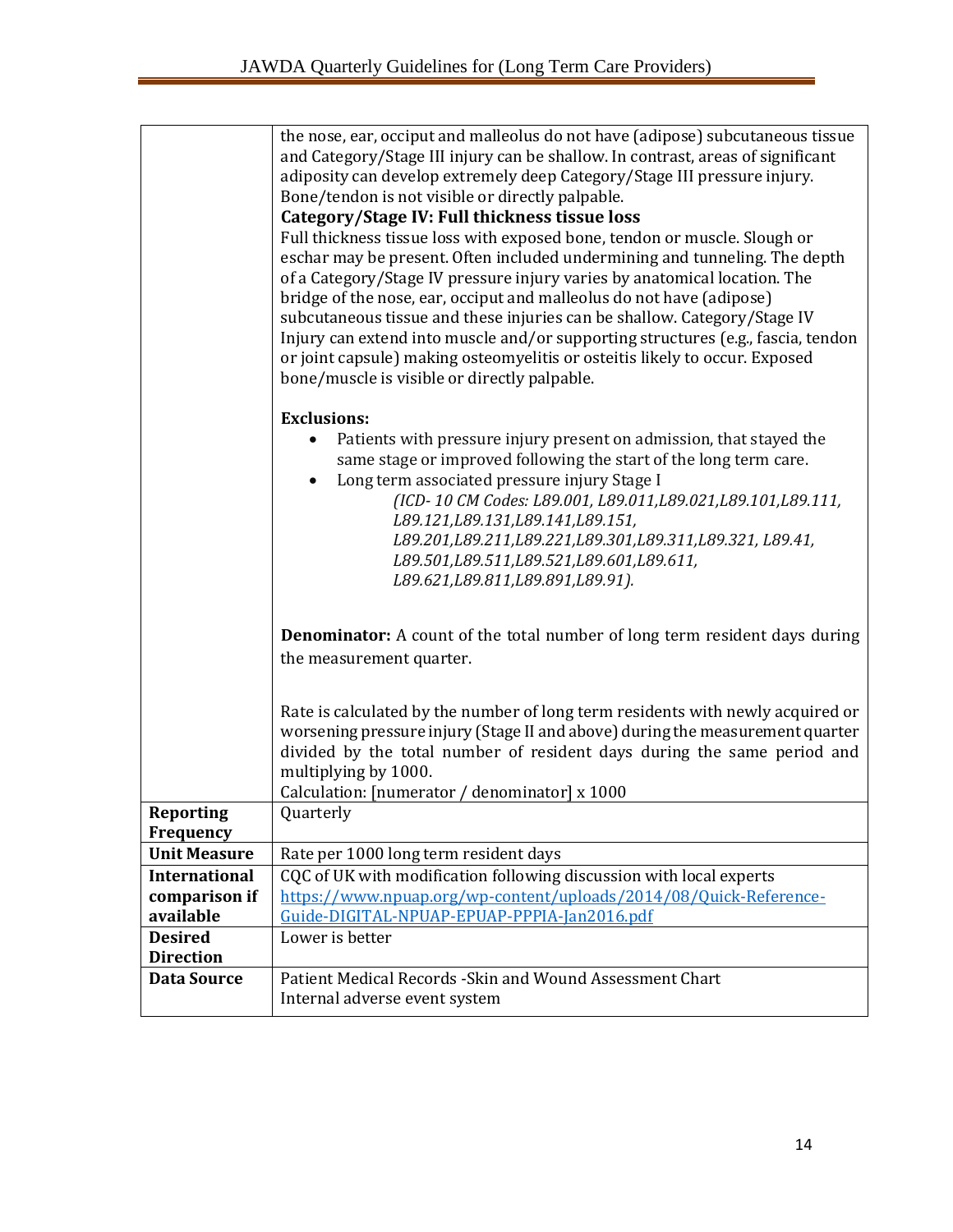| | |
|---|---|
| | the nose, ear, occiput and malleolus do not have (adipose) subcutaneous tissue and Category/Stage III injury can be shallow. In contrast, areas of significant adiposity can develop extremely deep Category/Stage III pressure injury. Bone/tendon is not visible or directly palpable.<br>**Category/Stage IV: Full thickness tissue loss**<br>Full thickness tissue loss with exposed bone, tendon or muscle. Slough or eschar may be present. Often included undermining and tunneling. The depth of a Category/Stage IV pressure injury varies by anatomical location. The bridge of the nose, ear, occiput and malleolus do not have (adipose) subcutaneous tissue and these injuries can be shallow. Category/Stage IV Injury can extend into muscle and/or supporting structures (e.g., fascia, tendon or joint capsule) making osteomyelitis or osteitis likely to occur. Exposed bone/muscle is visible or directly palpable.<br><br>**Exclusions:**<br>• Patients with pressure injury present on admission, that stayed the same stage or improved following the start of the long term care.<br>• Long term associated pressure injury Stage I<br>*(ICD- 10 CM Codes: L89.001, L89.011,L89.021,L89.101,L89.111, L89.121,L89.131,L89.141,L89.151, L89.201,L89.211,L89.221,L89.301,L89.311,L89.321, L89.41, L89.501,L89.511,L89.521,L89.601,L89.611, L89.621,L89.811,L89.891,L89.91).*<br><br>**Denominator:** A count of the total number of long term resident days during the measurement quarter.<br><br>Rate is calculated by the number of long term residents with newly acquired or worsening pressure injury (Stage II and above) during the measurement quarter divided by the total number of resident days during the same period and multiplying by 1000.<br>Calculation: [numerator / denominator] x 1000 |
| **Reporting Frequency** | Quarterly |
| **Unit Measure** | Rate per 1000 long term resident days |
| **International comparison if available** | CQC of UK with modification following discussion with local experts<br>https://www.npuap.org/wp-content/uploads/2014/08/Quick-Reference-Guide-DIGITAL-NPUAP-EPUAP-PPPIA-Jan2016.pdf |
| **Desired Direction** | Lower is better |
| **Data Source** | Patient Medical Records -Skin and Wound Assessment Chart<br>Internal adverse event system |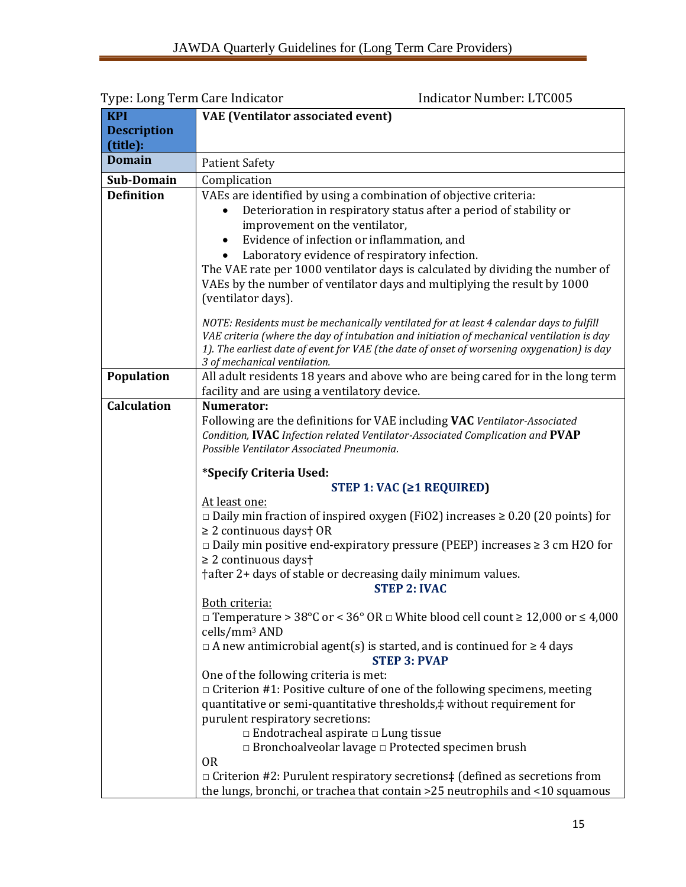Type: Long Term Care Indicator Indicator Number: LTC005

| **KPI Description (title):** | **VAE (Ventilator associated event)** |
|---|---|
| **Domain** | Patient Safety |
| **Sub-Domain** | Complication |
| **Definition** | VAEs are identified by using a combination of objective criteria:<br>• Deterioration in respiratory status after a period of stability or improvement on the ventilator,<br>• Evidence of infection or inflammation, and<br>• Laboratory evidence of respiratory infection.<br>The VAE rate per 1000 ventilator days is calculated by dividing the number of VAEs by the number of ventilator days and multiplying the result by 1000 (ventilator days).<br><br>*NOTE: Residents must be mechanically ventilated for at least 4 calendar days to fulfill VAE criteria (where the day of intubation and initiation of mechanical ventilation is day 1). The earliest date of event for VAE (the date of onset of worsening oxygenation) is day 3 of mechanical ventilation.* |
| **Population** | All adult residents 18 years and above who are being cared for in the long term facility and are using a ventilatory device. |
| **Calculation** | **Numerator:**<br>Following are the definitions for VAE including **VAC** *Ventilator-Associated Condition,* **IVAC** *Infection related Ventilator-Associated Complication and* **PVAP** *Possible Ventilator Associated Pneumonia.*<br><br>**\*Specify Criteria Used:**<br>**STEP 1: VAC (≥1 REQUIRED)**<br>At least one:<br>□ Daily min fraction of inspired oxygen ($FiO_2$) increases ≥ 0.20 (20 points) for ≥ 2 continuous days† OR<br>□ Daily min positive end-expiratory pressure (PEEP) increases ≥ 3 cm $H_2O$ for ≥ 2 continuous days†<br>†after 2+ days of stable or decreasing daily minimum values.<br>**STEP 2: IVAC**<br>Both criteria:<br>□ Temperature > 38°C or < 36° OR □ White blood cell count ≥ 12,000 or ≤ 4,000 cells/$mm^3$ AND<br>□ A new antimicrobial agent(s) is started, and is continued for ≥ 4 days<br>**STEP 3: PVAP**<br>One of the following criteria is met:<br>□ Criterion #1: Positive culture of one of the following specimens, meeting quantitative or semi-quantitative thresholds,‡ without requirement for purulent respiratory secretions:<br>□ Endotracheal aspirate □ Lung tissue<br>□ Bronchoalveolar lavage □ Protected specimen brush<br>OR<br>□ Criterion #2: Purulent respiratory secretions‡ (defined as secretions from the lungs, bronchi, or trachea that contain >25 neutrophils and <10 squamous |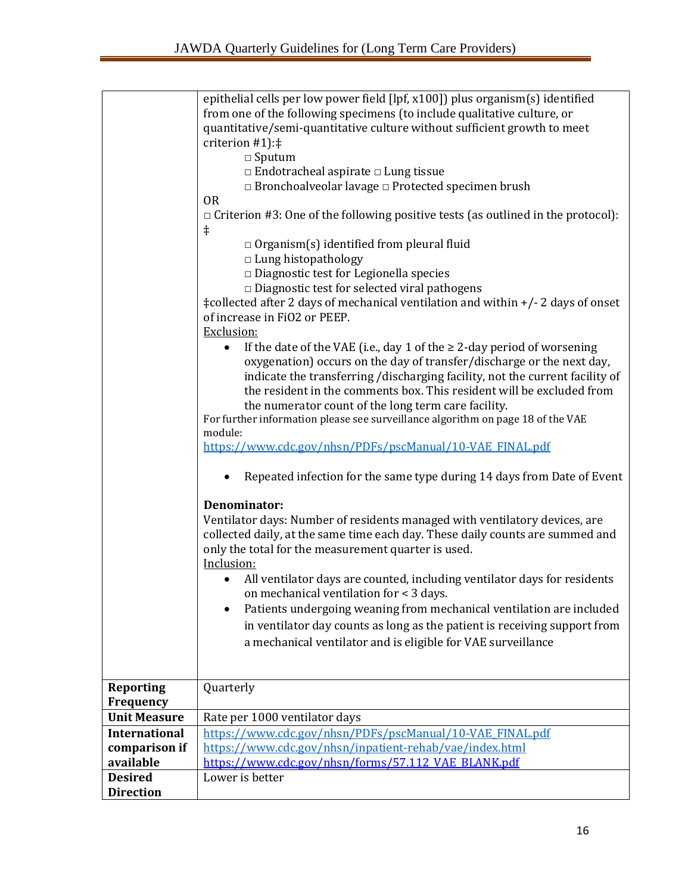| | |
|---|---|
| | epithelial cells per low power field [lpf, x100]) plus organism(s) identified from one of the following specimens (to include qualitative culture, or quantitative/semi-quantitative culture without sufficient growth to meet criterion #1):‡<br>□ Sputum<br>□ Endotracheal aspirate □ Lung tissue<br>□ Bronchoalveolar lavage □ Protected specimen brush<br>OR<br>□ Criterion #3: One of the following positive tests (as outlined in the protocol): ‡<br>□ Organism(s) identified from pleural fluid<br>□ Lung histopathology<br>□ Diagnostic test for Legionella species<br>□ Diagnostic test for selected viral pathogens<br>‡collected after 2 days of mechanical ventilation and within +/- 2 days of onset of increase in FiO2 or PEEP.<br>Exclusion:<br>• If the date of the VAE (i.e., day 1 of the ≥ 2-day period of worsening oxygenation) occurs on the day of transfer/discharge or the next day, indicate the transferring /discharging facility, not the current facility of the resident in the comments box. This resident will be excluded from the numerator count of the long term care facility.<br>For further information please see surveillance algorithm on page 18 of the VAE module:<br>https://www.cdc.gov/nhsn/PDFs/pscManual/10-VAE_FINAL.pdf<br>• Repeated infection for the same type during 14 days from Date of Event<br><br>**Denominator:**<br>Ventilator days: Number of residents managed with ventilatory devices, are collected daily, at the same time each day. These daily counts are summed and only the total for the measurement quarter is used.<br>Inclusion:<br>• All ventilator days are counted, including ventilator days for residents on mechanical ventilation for < 3 days.<br>• Patients undergoing weaning from mechanical ventilation are included in ventilator day counts as long as the patient is receiving support from a mechanical ventilator and is eligible for VAE surveillance |
| **Reporting Frequency** | Quarterly |
| **Unit Measure** | Rate per 1000 ventilator days |
| **International comparison if available** | https://www.cdc.gov/nhsn/PDFs/pscManual/10-VAE_FINAL.pdf<br>https://www.cdc.gov/nhsn/inpatient-rehab/vae/index.html<br>https://www.cdc.gov/nhsn/forms/57.112_VAE_BLANK.pdf |
| **Desired Direction** | Lower is better |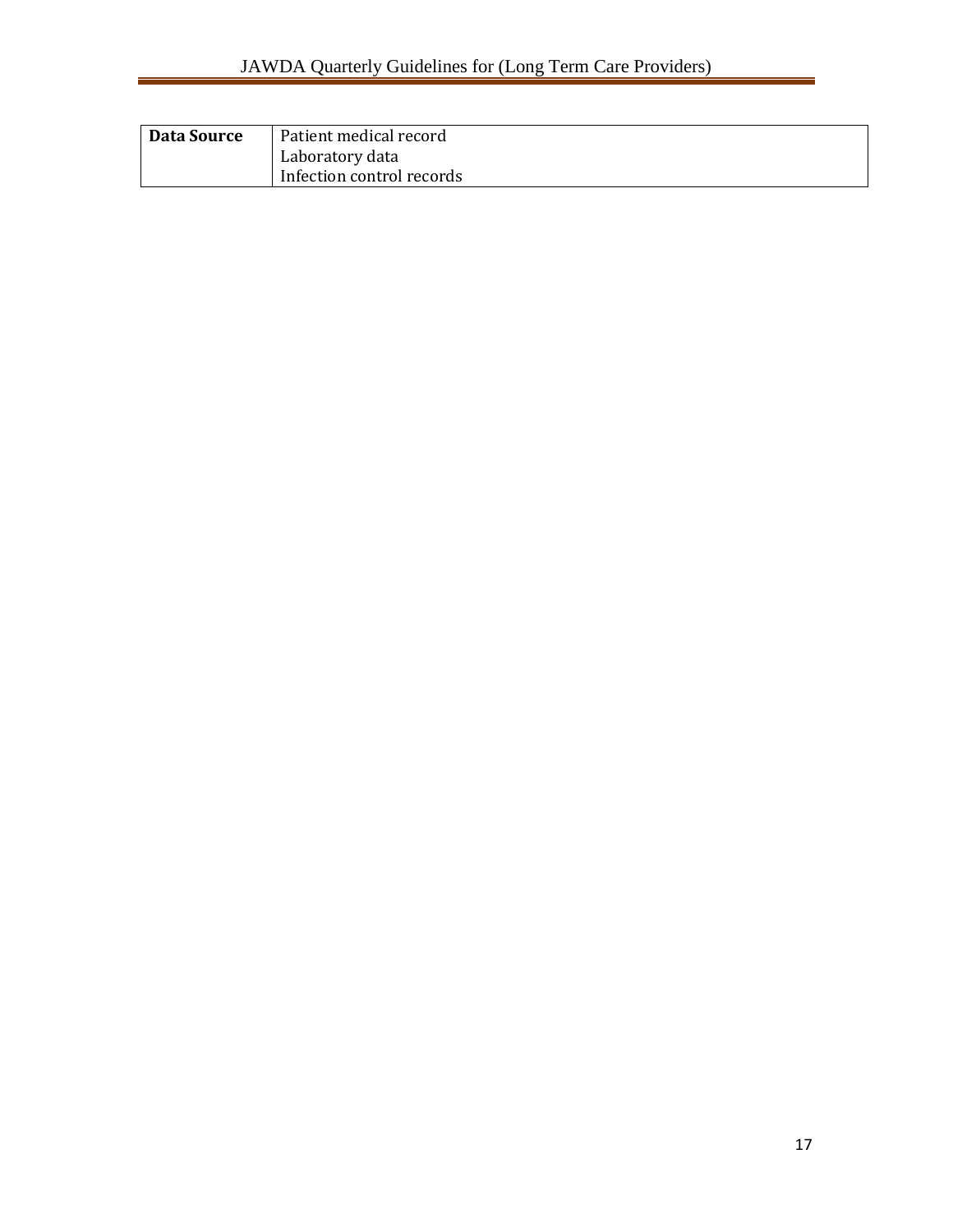| **Data Source** | Patient medical record<br>Laboratory data<br>Infection control records |
|---|---|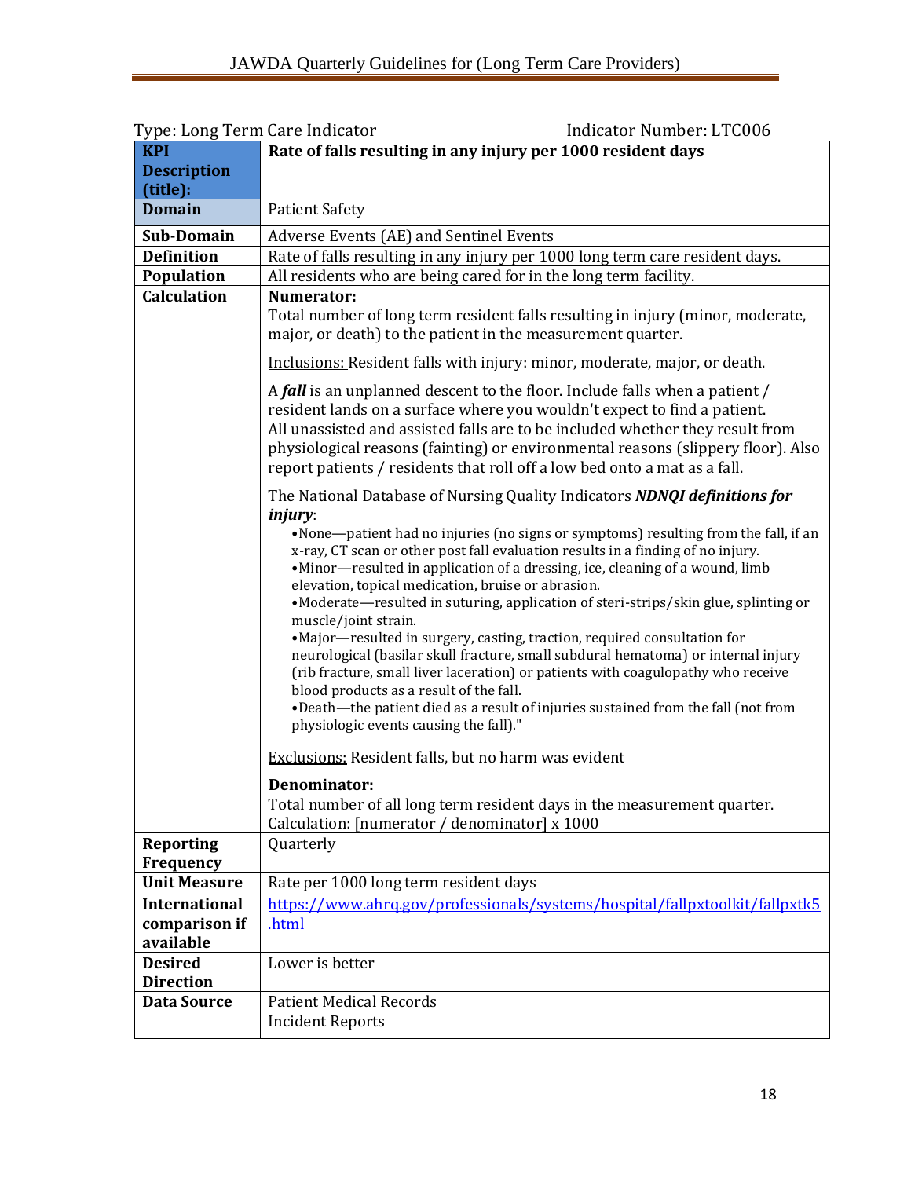Type: Long Term Care Indicator Indicator Number: LTC006

| **KPI Description (title):** | **Rate of falls resulting in any injury per 1000 resident days** |
|---|---|
| **Domain** | Patient Safety |
| **Sub-Domain** | Adverse Events (AE) and Sentinel Events |
| **Definition** | Rate of falls resulting in any injury per 1000 long term care resident days. |
| **Population** | All residents who are being cared for in the long term facility. |
| **Calculation** | **Numerator:**<br>Total number of long term resident falls resulting in injury (minor, moderate, major, or death) to the patient in the measurement quarter.<br><br><u>Inclusions:</u> Resident falls with injury: minor, moderate, major, or death.<br><br>A ***fall*** is an unplanned descent to the floor. Include falls when a patient / resident lands on a surface where you wouldn't expect to find a patient. All unassisted and assisted falls are to be included whether they result from physiological reasons (fainting) or environmental reasons (slippery floor). Also report patients / residents that roll off a low bed onto a mat as a fall.<br><br>The National Database of Nursing Quality Indicators ***NDNQI definitions for injury***:<br>•None—patient had no injuries (no signs or symptoms) resulting from the fall, if an x-ray, CT scan or other post fall evaluation results in a finding of no injury.<br>•Minor—resulted in application of a dressing, ice, cleaning of a wound, limb elevation, topical medication, bruise or abrasion.<br>•Moderate—resulted in suturing, application of steri-strips/skin glue, splinting or muscle/joint strain.<br>•Major—resulted in surgery, casting, traction, required consultation for neurological (basilar skull fracture, small subdural hematoma) or internal injury (rib fracture, small liver laceration) or patients with coagulopathy who receive blood products as a result of the fall.<br>•Death—the patient died as a result of injuries sustained from the fall (not from physiologic events causing the fall)."<br><br><u>Exclusions:</u> Resident falls, but no harm was evident<br><br>**Denominator:**<br>Total number of all long term resident days in the measurement quarter.<br>Calculation: [numerator / denominator] x 1000 |
| **Reporting Frequency** | Quarterly |
| **Unit Measure** | Rate per 1000 long term resident days |
| **International comparison if available** | https://www.ahrq.gov/professionals/systems/hospital/fallpxtoolkit/fallpxtk5.html |
| **Desired Direction** | Lower is better |
| **Data Source** | Patient Medical Records<br>Incident Reports |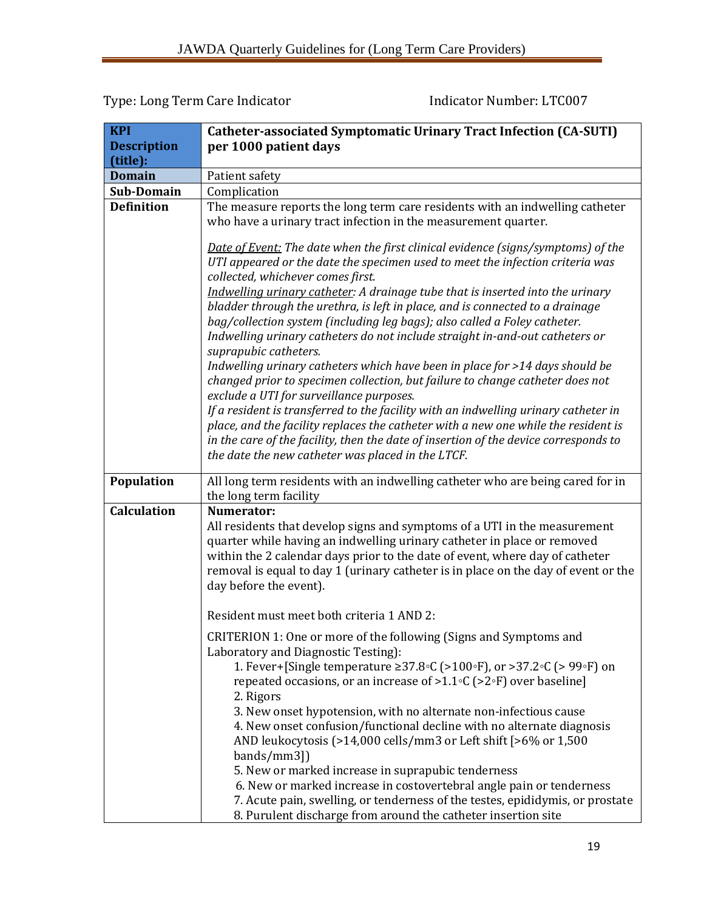Type: Long Term Care Indicator Indicator Number: LTC007

| **KPI Description (title):** | **Catheter-associated Symptomatic Urinary Tract Infection (CA-SUTI) per 1000 patient days** |
|---|---|
| **Domain** | Patient safety |
| **Sub-Domain** | Complication |
| **Definition** | The measure reports the long term care residents with an indwelling catheter who have a urinary tract infection in the measurement quarter.<br><br>*Date of Event: The date when the first clinical evidence (signs/symptoms) of the UTI appeared or the date the specimen used to meet the infection criteria was collected, whichever comes first.*<br>*Indwelling urinary catheter: A drainage tube that is inserted into the urinary bladder through the urethra, is left in place, and is connected to a drainage bag/collection system (including leg bags); also called a Foley catheter. Indwelling urinary catheters do not include straight in-and-out catheters or suprapubic catheters.*<br>*Indwelling urinary catheters which have been in place for >14 days should be changed prior to specimen collection, but failure to change catheter does not exclude a UTI for surveillance purposes.*<br>*If a resident is transferred to the facility with an indwelling urinary catheter in place, and the facility replaces the catheter with a new one while the resident is in the care of the facility, then the date of insertion of the device corresponds to the date the new catheter was placed in the LTCF.* |
| **Population** | All long term residents with an indwelling catheter who are being cared for in the long term facility |
| **Calculation** | **Numerator:**<br>All residents that develop signs and symptoms of a UTI in the measurement quarter while having an indwelling urinary catheter in place or removed within the 2 calendar days prior to the date of event, where day of catheter removal is equal to day 1 (urinary catheter is in place on the day of event or the day before the event).<br><br>Resident must meet both criteria 1 AND 2:<br><br>CRITERION 1: One or more of the following (Signs and Symptoms and Laboratory and Diagnostic Testing):<br>1. Fever+[Single temperature ≥37.8◦C (>100◦F), or >37.2◦C (> 99◦F) on repeated occasions, or an increase of >1.1◦C (>2◦F) over baseline]<br>2. Rigors<br>3. New onset hypotension, with no alternate non-infectious cause<br>4. New onset confusion/functional decline with no alternate diagnosis AND leukocytosis (>14,000 cells/mm3 or Left shift [>6% or 1,500 bands/mm3])<br>5. New or marked increase in suprapubic tenderness<br>6. New or marked increase in costovertebral angle pain or tenderness<br>7. Acute pain, swelling, or tenderness of the testes, epididymis, or prostate<br>8. Purulent discharge from around the catheter insertion site |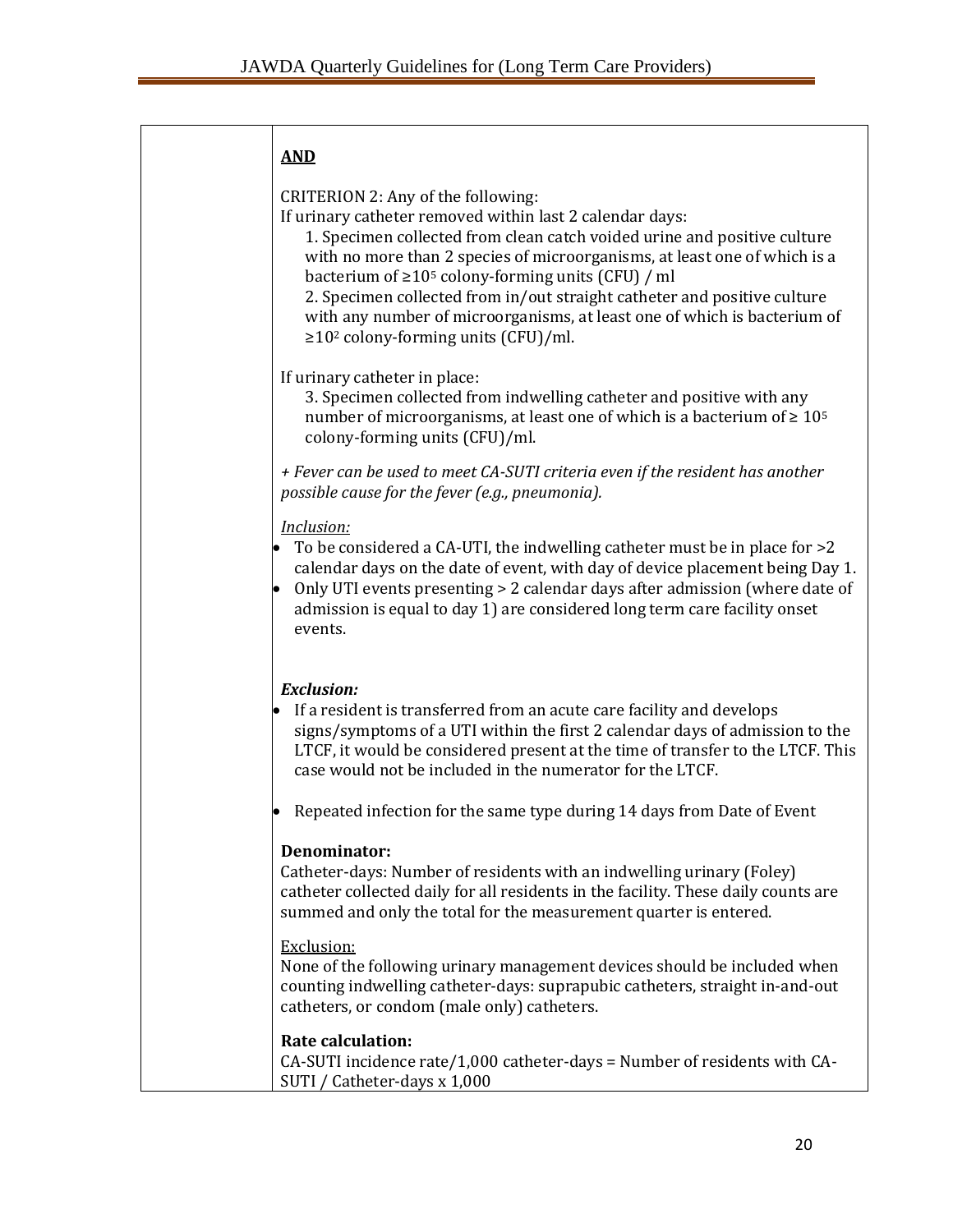| | **AND**<br><br>CRITERION 2: Any of the following:<br>If urinary catheter removed within last 2 calendar days:<br>1. Specimen collected from clean catch voided urine and positive culture with no more than 2 species of microorganisms, at least one of which is a bacterium of $\geq 10^5$ colony-forming units (CFU) / ml<br>2. Specimen collected from in/out straight catheter and positive culture with any number of microorganisms, at least one of which is bacterium of $\geq 10^2$ colony-forming units (CFU)/ml.<br><br>If urinary catheter in place:<br>3. Specimen collected from indwelling catheter and positive with any number of microorganisms, at least one of which is a bacterium of $\geq 10^5$ colony-forming units (CFU)/ml.<br><br>*+ Fever can be used to meet CA-SUTI criteria even if the resident has another possible cause for the fever (e.g., pneumonia).*<br><br>*Inclusion:*<br>• To be considered a CA-UTI, the indwelling catheter must be in place for >2 calendar days on the date of event, with day of device placement being Day 1.<br>• Only UTI events presenting > 2 calendar days after admission (where date of admission is equal to day 1) are considered long term care facility onset events.<br><br>***Exclusion:***<br>• If a resident is transferred from an acute care facility and develops signs/symptoms of a UTI within the first 2 calendar days of admission to the LTCF, it would be considered present at the time of transfer to the LTCF. This case would not be included in the numerator for the LTCF.<br>• Repeated infection for the same type during 14 days from Date of Event<br><br>**Denominator:**<br>Catheter-days: Number of residents with an indwelling urinary (Foley) catheter collected daily for all residents in the facility. These daily counts are summed and only the total for the measurement quarter is entered.<br><br>Exclusion:<br>None of the following urinary management devices should be included when counting indwelling catheter-days: suprapubic catheters, straight in-and-out catheters, or condom (male only) catheters.<br><br>**Rate calculation:**<br>CA-SUTI incidence rate/1,000 catheter-days = Number of residents with CA-SUTI / Catheter-days x 1,000 |
|---|---|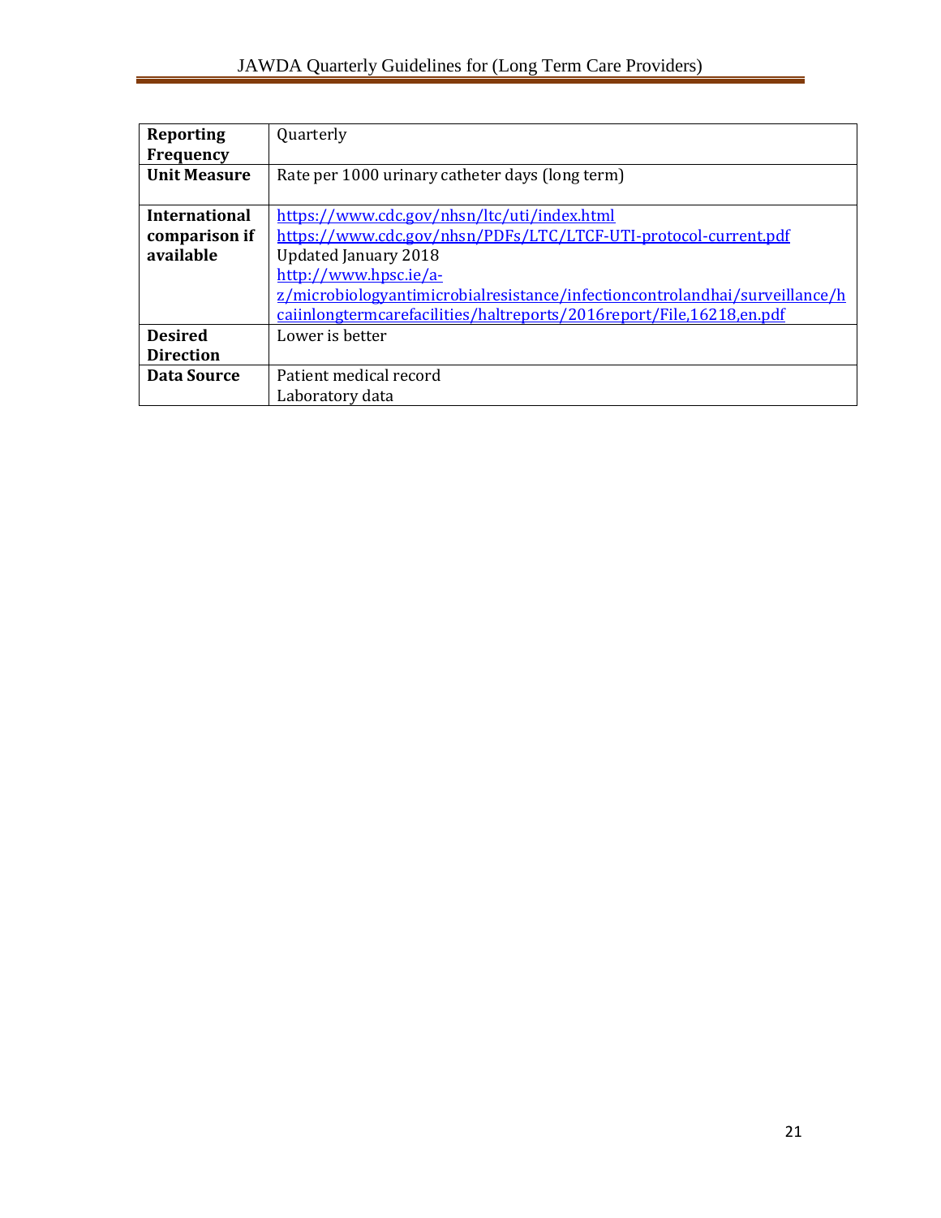| | |
|---|---|
| **Reporting Frequency** | Quarterly |
| **Unit Measure** | Rate per 1000 urinary catheter days (long term) |
| **International comparison if available** | https://www.cdc.gov/nhsn/ltc/uti/index.html<br>https://www.cdc.gov/nhsn/PDFs/LTC/LTCF-UTI-protocol-current.pdf<br>Updated January 2018<br>http://www.hpsc.ie/a-z/microbiologyantimicrobialresistance/infectioncontrolandhai/surveillance/hcaiinlongtermcarefacilities/haltreports/2016report/File,16218,en.pdf |
| **Desired Direction** | Lower is better |
| **Data Source** | Patient medical record<br>Laboratory data |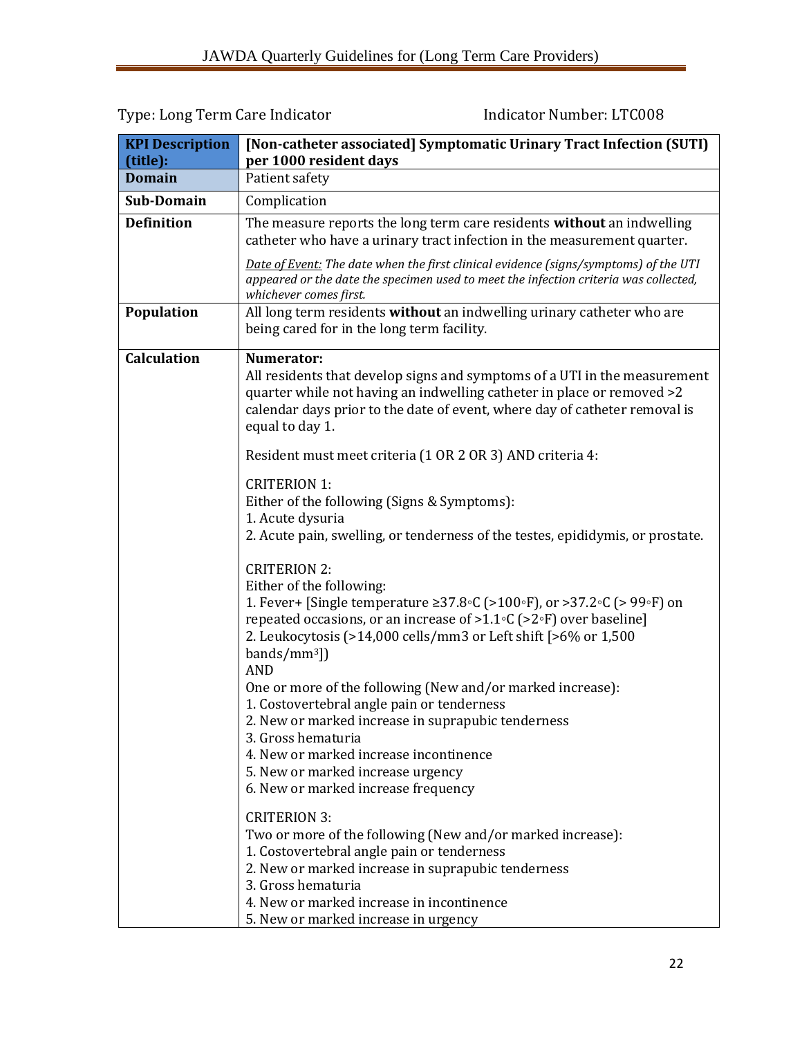Type: Long Term Care Indicator Indicator Number: LTC008

| **KPI Description (title):** | **[Non-catheter associated] Symptomatic Urinary Tract Infection (SUTI) per 1000 resident days** |
|---|---|
| **Domain** | Patient safety |
| **Sub-Domain** | Complication |
| **Definition** | The measure reports the long term care residents **without** an indwelling catheter who have a urinary tract infection in the measurement quarter.<br><br>*<u>Date of Event:</u> The date when the first clinical evidence (signs/symptoms) of the UTI appeared or the date the specimen used to meet the infection criteria was collected, whichever comes first.* |
| **Population** | All long term residents **without** an indwelling urinary catheter who are being cared for in the long term facility. |
| **Calculation** | **Numerator:**<br>All residents that develop signs and symptoms of a UTI in the measurement quarter while not having an indwelling catheter in place or removed >2 calendar days prior to the date of event, where day of catheter removal is equal to day 1.<br><br>Resident must meet criteria (1 OR 2 OR 3) AND criteria 4:<br><br>CRITERION 1:<br>Either of the following (Signs & Symptoms):<br>1. Acute dysuria<br>2. Acute pain, swelling, or tenderness of the testes, epididymis, or prostate.<br><br>CRITERION 2:<br>Either of the following:<br>1. Fever+ [Single temperature ≥37.8◦C (>100◦F), or >37.2◦C (> 99◦F) on repeated occasions, or an increase of >1.1◦C (>2◦F) over baseline]<br>2. Leukocytosis (>14,000 cells/mm3 or Left shift [>6% or 1,500 bands/mm$^3$])<br>AND<br>One or more of the following (New and/or marked increase):<br>1. Costovertebral angle pain or tenderness<br>2. New or marked increase in suprapubic tenderness<br>3. Gross hematuria<br>4. New or marked increase incontinence<br>5. New or marked increase urgency<br>6. New or marked increase frequency<br><br>CRITERION 3:<br>Two or more of the following (New and/or marked increase):<br>1. Costovertebral angle pain or tenderness<br>2. New or marked increase in suprapubic tenderness<br>3. Gross hematuria<br>4. New or marked increase in incontinence<br>5. New or marked increase in urgency |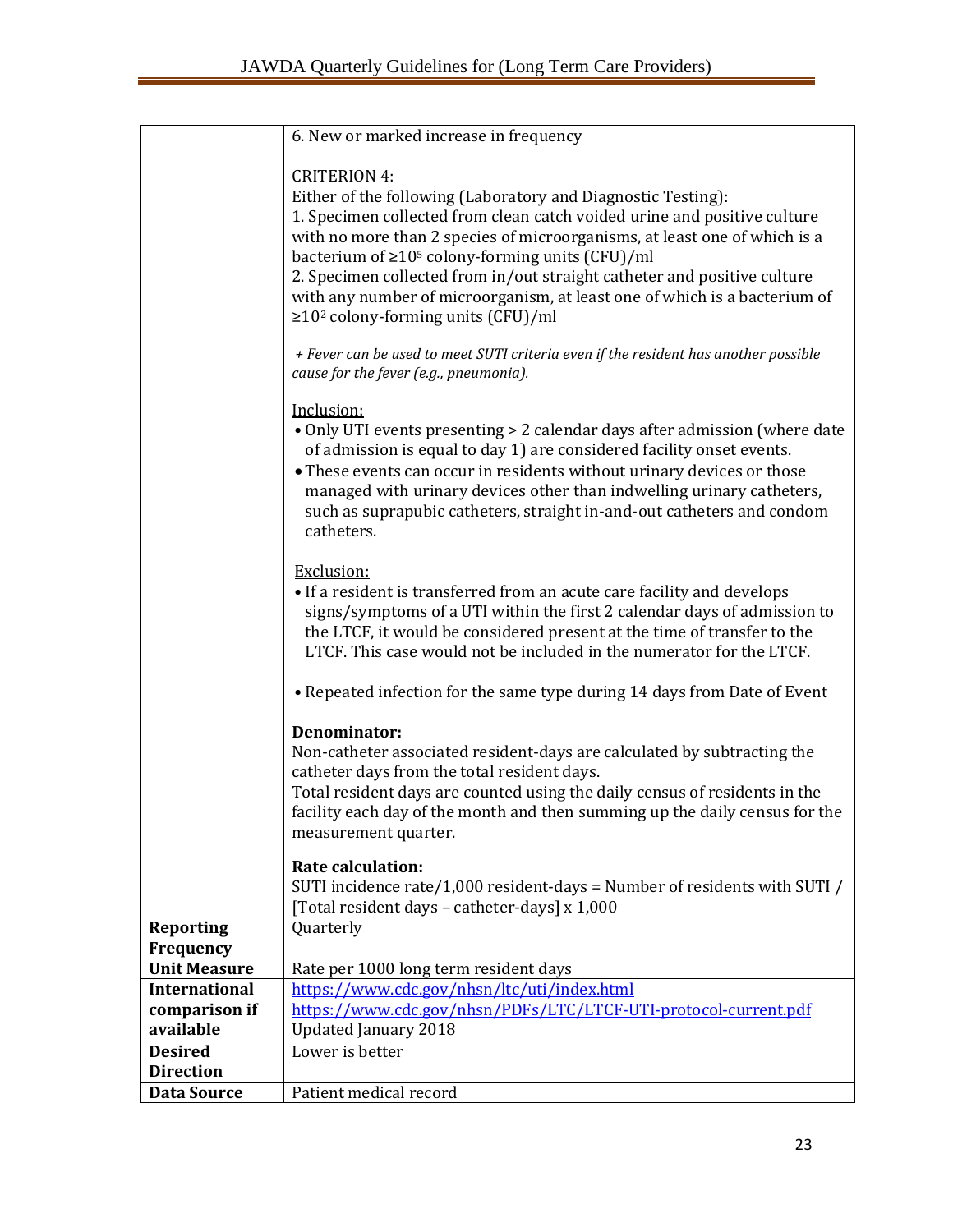|  |  |
| --- | --- |
|  | 6. New or marked increase in frequency<br><br>CRITERION 4:<br>Either of the following (Laboratory and Diagnostic Testing):<br>1. Specimen collected from clean catch voided urine and positive culture with no more than 2 species of microorganisms, at least one of which is a bacterium of $\geq 10^5$ colony-forming units (CFU)/ml<br>2. Specimen collected from in/out straight catheter and positive culture with any number of microorganism, at least one of which is a bacterium of $\geq 10^2$ colony-forming units (CFU)/ml<br><br>*+ Fever can be used to meet SUTI criteria even if the resident has another possible cause for the fever (e.g., pneumonia).*<br><br><u>Inclusion:</u><br>• Only UTI events presenting > 2 calendar days after admission (where date of admission is equal to day 1) are considered facility onset events.<br>• These events can occur in residents without urinary devices or those managed with urinary devices other than indwelling urinary catheters, such as suprapubic catheters, straight in-and-out catheters and condom catheters.<br><br><u>Exclusion:</u><br>• If a resident is transferred from an acute care facility and develops signs/symptoms of a UTI within the first 2 calendar days of admission to the LTCF, it would be considered present at the time of transfer to the LTCF. This case would not be included in the numerator for the LTCF.<br><br>• Repeated infection for the same type during 14 days from Date of Event<br><br>**Denominator:**<br>Non-catheter associated resident-days are calculated by subtracting the catheter days from the total resident days.<br>Total resident days are counted using the daily census of residents in the facility each day of the month and then summing up the daily census for the measurement quarter.<br><br>**Rate calculation:**<br>SUTI incidence rate/1,000 resident-days = Number of residents with SUTI / [Total resident days – catheter-days] x 1,000 |
| **Reporting Frequency** | Quarterly |
| **Unit Measure** | Rate per 1000 long term resident days |
| **International comparison if available** | https://www.cdc.gov/nhsn/ltc/uti/index.html<br>https://www.cdc.gov/nhsn/PDFs/LTC/LTCF-UTI-protocol-current.pdf<br>Updated January 2018 |
| **Desired Direction** | Lower is better |
| **Data Source** | Patient medical record |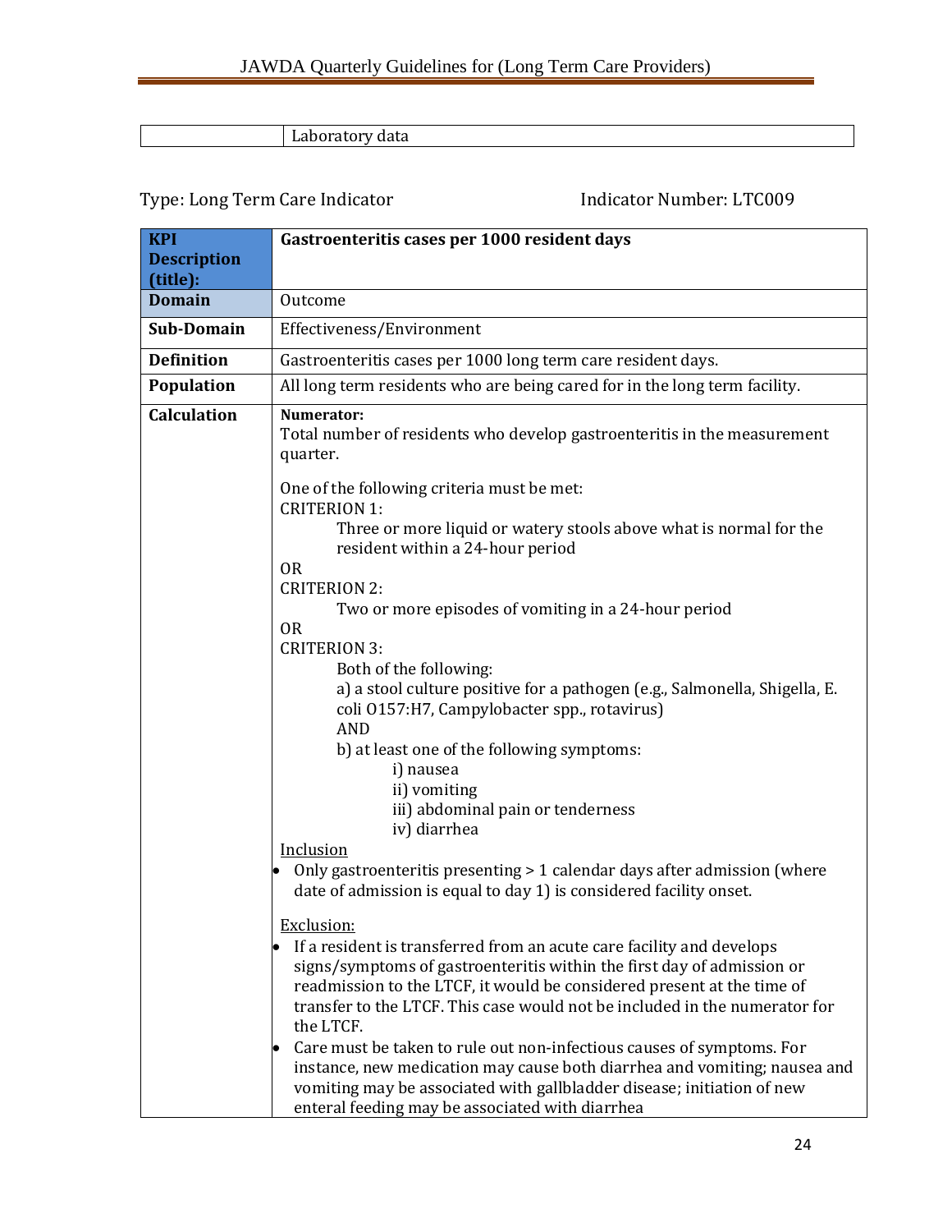| | Laboratory data |
|---|---|

Type: Long Term Care Indicator Indicator Number: LTC009

| **KPI Description (title):** | **Gastroenteritis cases per 1000 resident days** |
|---|---|
| **Domain** | Outcome |
| **Sub-Domain** | Effectiveness/Environment |
| **Definition** | Gastroenteritis cases per 1000 long term care resident days. |
| **Population** | All long term residents who are being cared for in the long term facility. |
| **Calculation** | **Numerator:**<br>Total number of residents who develop gastroenteritis in the measurement quarter.<br><br>One of the following criteria must be met:<br>CRITERION 1:<br>Three or more liquid or watery stools above what is normal for the resident within a 24-hour period<br>OR<br>CRITERION 2:<br>Two or more episodes of vomiting in a 24-hour period<br>OR<br>CRITERION 3:<br>Both of the following:<br>a) a stool culture positive for a pathogen (e.g., Salmonella, Shigella, E. coli O157:H7, Campylobacter spp., rotavirus)<br>AND<br>b) at least one of the following symptoms:<br>i) nausea<br>ii) vomiting<br>iii) abdominal pain or tenderness<br>iv) diarrhea<br><br><u>Inclusion</u><br>• Only gastroenteritis presenting > 1 calendar days after admission (where date of admission is equal to day 1) is considered facility onset.<br><br><u>Exclusion:</u><br>• If a resident is transferred from an acute care facility and develops signs/symptoms of gastroenteritis within the first day of admission or readmission to the LTCF, it would be considered present at the time of transfer to the LTCF. This case would not be included in the numerator for the LTCF.<br>• Care must be taken to rule out non-infectious causes of symptoms. For instance, new medication may cause both diarrhea and vomiting; nausea and vomiting may be associated with gallbladder disease; initiation of new enteral feeding may be associated with diarrhea |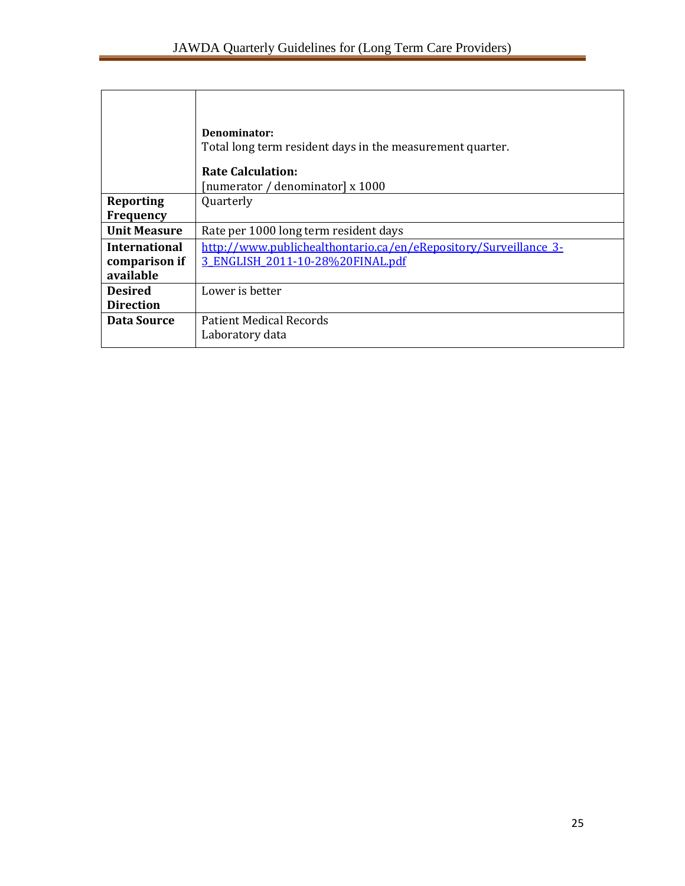| | |
|---|---|
| | **Denominator:**<br>Total long term resident days in the measurement quarter.<br>**Rate Calculation:**<br>[numerator / denominator] x 1000 |
| **Reporting Frequency** | Quarterly |
| **Unit Measure** | Rate per 1000 long term resident days |
| **International comparison if available** | [http://www.publichealthontario.ca/en/eRepository/Surveillance_3-3_ENGLISH_2011-10-28%20FINAL.pdf](http://www.publichealthontario.ca/en/eRepository/Surveillance_3-3_ENGLISH_2011-10-28%20FINAL.pdf) |
| **Desired Direction** | Lower is better |
| **Data Source** | Patient Medical Records<br>Laboratory data |